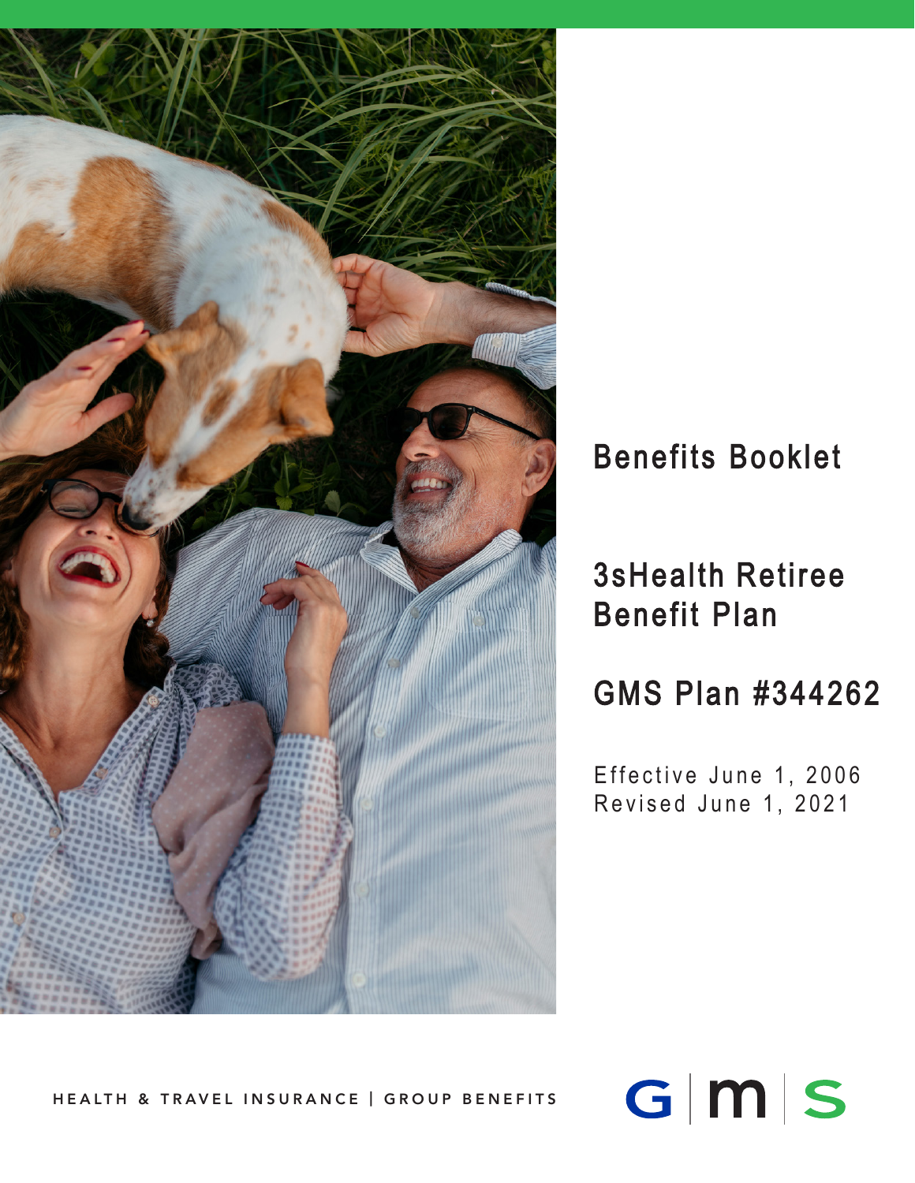# Benefits Booklet

## 3sHealth Retiree Benefit Plan

## GMS Plan #344262

Effective June 1, 2006
Revised June 1, 2021

HEALTH & TRAVEL INSURANCE | GROUP BENEFITS

G | m | S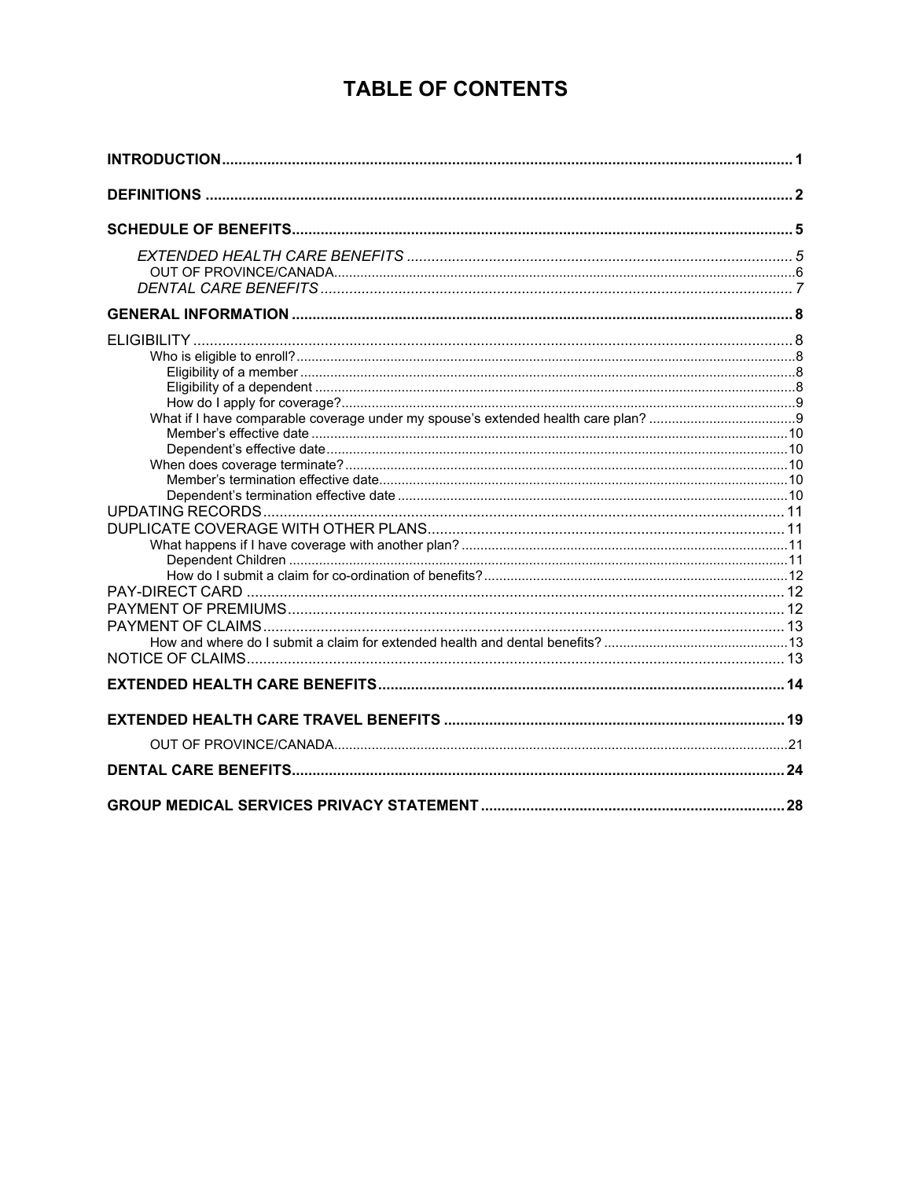# TABLE OF CONTENTS

**INTRODUCTION** ..... **1**

**DEFINITIONS** ..... **2**

**SCHEDULE OF BENEFITS** ..... **5**

- *EXTENDED HEALTH CARE BENEFITS* ..... *5*
  - OUT OF PROVINCE/CANADA ..... 6
- *DENTAL CARE BENEFITS* ..... *7*

**GENERAL INFORMATION** ..... **8**

ELIGIBILITY ..... 8
- Who is eligible to enroll? ..... 8
  - Eligibility of a member ..... 8
  - Eligibility of a dependent ..... 8
  - How do I apply for coverage? ..... 9
- What if I have comparable coverage under my spouse's extended health care plan? ..... 9
  - Member's effective date ..... 10
  - Dependent's effective date ..... 10
- When does coverage terminate? ..... 10
  - Member's termination effective date ..... 10
  - Dependent's termination effective date ..... 10

UPDATING RECORDS ..... 11

DUPLICATE COVERAGE WITH OTHER PLANS ..... 11
- What happens if I have coverage with another plan? ..... 11
  - Dependent Children ..... 11
  - How do I submit a claim for co-ordination of benefits? ..... 12

PAY-DIRECT CARD ..... 12

PAYMENT OF PREMIUMS ..... 12

PAYMENT OF CLAIMS ..... 13
- How and where do I submit a claim for extended health and dental benefits? ..... 13

NOTICE OF CLAIMS ..... 13

**EXTENDED HEALTH CARE BENEFITS** ..... **14**

**EXTENDED HEALTH CARE TRAVEL BENEFITS** ..... **19**

- OUT OF PROVINCE/CANADA ..... 21

**DENTAL CARE BENEFITS** ..... **24**

**GROUP MEDICAL SERVICES PRIVACY STATEMENT** ..... **28**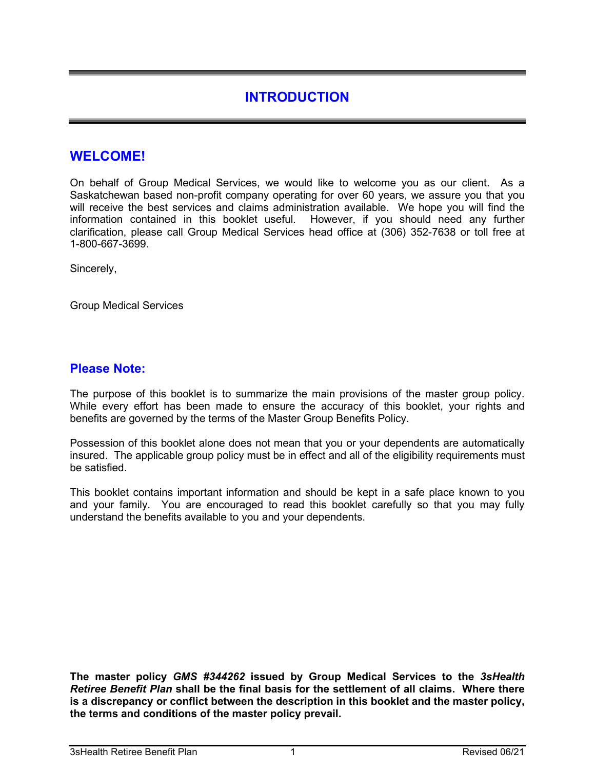# INTRODUCTION

## WELCOME!

On behalf of Group Medical Services, we would like to welcome you as our client. As a Saskatchewan based non-profit company operating for over 60 years, we assure you that you will receive the best services and claims administration available. We hope you will find the information contained in this booklet useful. However, if you should need any further clarification, please call Group Medical Services head office at (306) 352-7638 or toll free at 1-800-667-3699.

Sincerely,

Group Medical Services

## Please Note:

The purpose of this booklet is to summarize the main provisions of the master group policy. While every effort has been made to ensure the accuracy of this booklet, your rights and benefits are governed by the terms of the Master Group Benefits Policy.

Possession of this booklet alone does not mean that you or your dependents are automatically insured. The applicable group policy must be in effect and all of the eligibility requirements must be satisfied.

This booklet contains important information and should be kept in a safe place known to you and your family. You are encouraged to read this booklet carefully so that you may fully understand the benefits available to you and your dependents.

**The master policy *GMS #344262* issued by Group Medical Services to the *3sHealth Retiree Benefit Plan* shall be the final basis for the settlement of all claims. Where there is a discrepancy or conflict between the description in this booklet and the master policy, the terms and conditions of the master policy prevail.**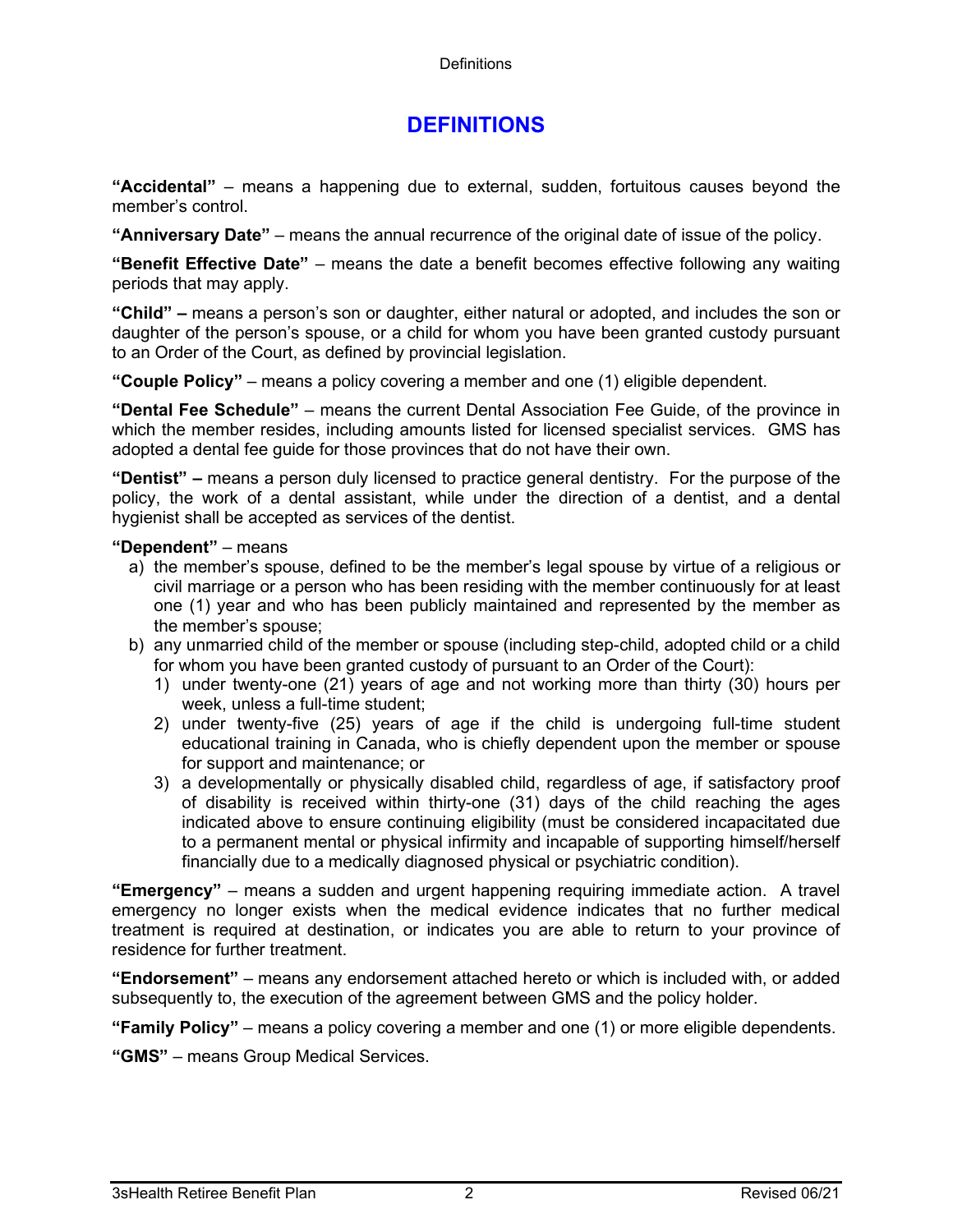# DEFINITIONS

**"Accidental"** – means a happening due to external, sudden, fortuitous causes beyond the member's control.

**"Anniversary Date"** – means the annual recurrence of the original date of issue of the policy.

**"Benefit Effective Date"** – means the date a benefit becomes effective following any waiting periods that may apply.

**"Child" –** means a person's son or daughter, either natural or adopted, and includes the son or daughter of the person's spouse, or a child for whom you have been granted custody pursuant to an Order of the Court, as defined by provincial legislation.

**"Couple Policy"** – means a policy covering a member and one (1) eligible dependent.

**"Dental Fee Schedule"** – means the current Dental Association Fee Guide, of the province in which the member resides, including amounts listed for licensed specialist services. GMS has adopted a dental fee guide for those provinces that do not have their own.

**"Dentist" –** means a person duly licensed to practice general dentistry. For the purpose of the policy, the work of a dental assistant, while under the direction of a dentist, and a dental hygienist shall be accepted as services of the dentist.

**"Dependent"** – means

a) the member's spouse, defined to be the member's legal spouse by virtue of a religious or civil marriage or a person who has been residing with the member continuously for at least one (1) year and who has been publicly maintained and represented by the member as the member's spouse;
b) any unmarried child of the member or spouse (including step-child, adopted child or a child for whom you have been granted custody of pursuant to an Order of the Court):
   1) under twenty-one (21) years of age and not working more than thirty (30) hours per week, unless a full-time student;
   2) under twenty-five (25) years of age if the child is undergoing full-time student educational training in Canada, who is chiefly dependent upon the member or spouse for support and maintenance; or
   3) a developmentally or physically disabled child, regardless of age, if satisfactory proof of disability is received within thirty-one (31) days of the child reaching the ages indicated above to ensure continuing eligibility (must be considered incapacitated due to a permanent mental or physical infirmity and incapable of supporting himself/herself financially due to a medically diagnosed physical or psychiatric condition).

**"Emergency"** – means a sudden and urgent happening requiring immediate action. A travel emergency no longer exists when the medical evidence indicates that no further medical treatment is required at destination, or indicates you are able to return to your province of residence for further treatment.

**"Endorsement"** – means any endorsement attached hereto or which is included with, or added subsequently to, the execution of the agreement between GMS and the policy holder.

**"Family Policy"** – means a policy covering a member and one (1) or more eligible dependents.

**"GMS"** – means Group Medical Services.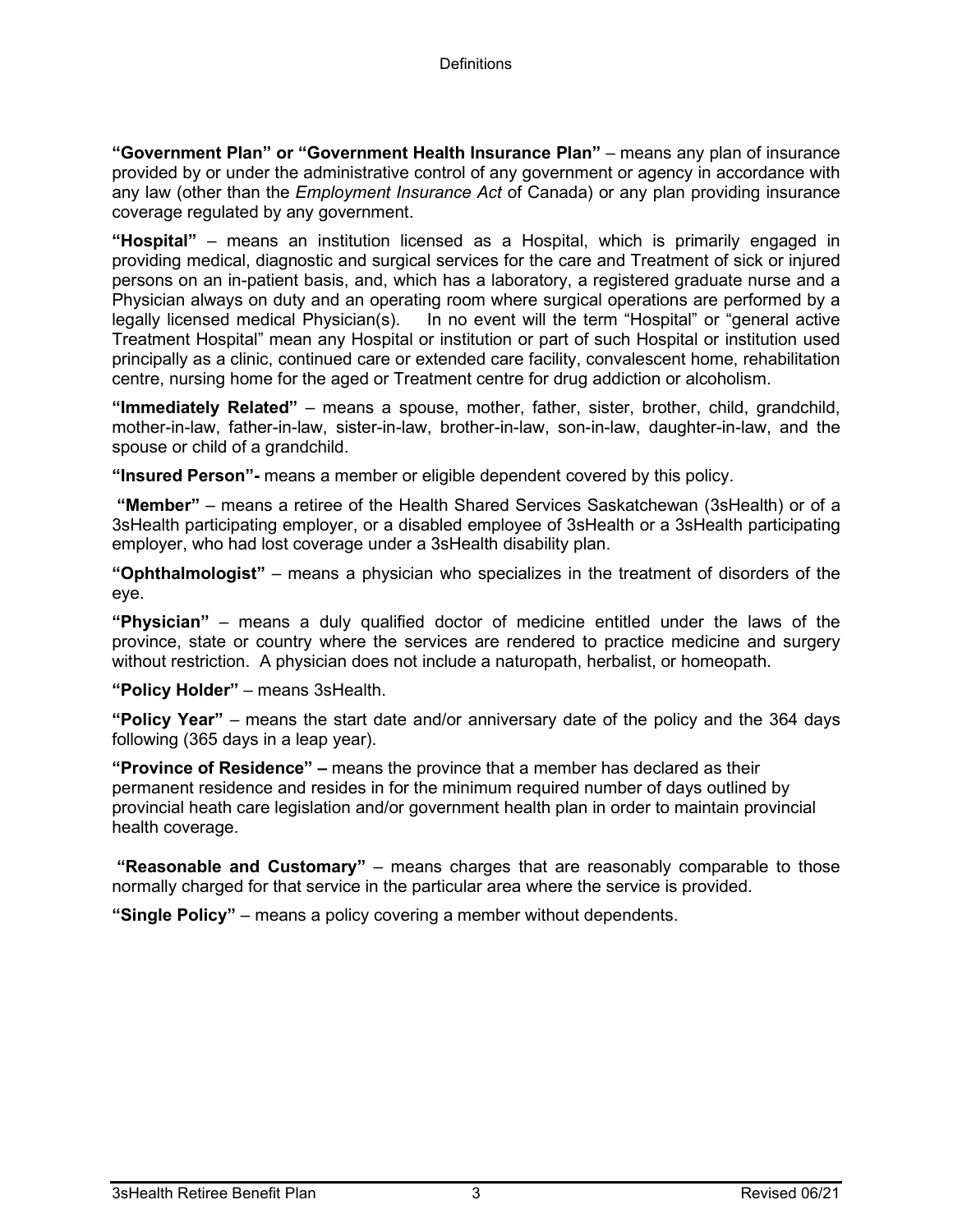**"Government Plan" or "Government Health Insurance Plan"** – means any plan of insurance provided by or under the administrative control of any government or agency in accordance with any law (other than the *Employment Insurance Act* of Canada) or any plan providing insurance coverage regulated by any government.

**"Hospital"** – means an institution licensed as a Hospital, which is primarily engaged in providing medical, diagnostic and surgical services for the care and Treatment of sick or injured persons on an in-patient basis, and, which has a laboratory, a registered graduate nurse and a Physician always on duty and an operating room where surgical operations are performed by a legally licensed medical Physician(s). In no event will the term "Hospital" or "general active Treatment Hospital" mean any Hospital or institution or part of such Hospital or institution used principally as a clinic, continued care or extended care facility, convalescent home, rehabilitation centre, nursing home for the aged or Treatment centre for drug addiction or alcoholism.

**"Immediately Related"** – means a spouse, mother, father, sister, brother, child, grandchild, mother-in-law, father-in-law, sister-in-law, brother-in-law, son-in-law, daughter-in-law, and the spouse or child of a grandchild.

**"Insured Person"-** means a member or eligible dependent covered by this policy.

**"Member"** – means a retiree of the Health Shared Services Saskatchewan (3sHealth) or of a 3sHealth participating employer, or a disabled employee of 3sHealth or a 3sHealth participating employer, who had lost coverage under a 3sHealth disability plan.

**"Ophthalmologist"** – means a physician who specializes in the treatment of disorders of the eye.

**"Physician"** – means a duly qualified doctor of medicine entitled under the laws of the province, state or country where the services are rendered to practice medicine and surgery without restriction. A physician does not include a naturopath, herbalist, or homeopath.

**"Policy Holder"** – means 3sHealth.

**"Policy Year"** – means the start date and/or anniversary date of the policy and the 364 days following (365 days in a leap year).

**"Province of Residence" –** means the province that a member has declared as their permanent residence and resides in for the minimum required number of days outlined by provincial heath care legislation and/or government health plan in order to maintain provincial health coverage.

**"Reasonable and Customary"** – means charges that are reasonably comparable to those normally charged for that service in the particular area where the service is provided.

**"Single Policy"** – means a policy covering a member without dependents.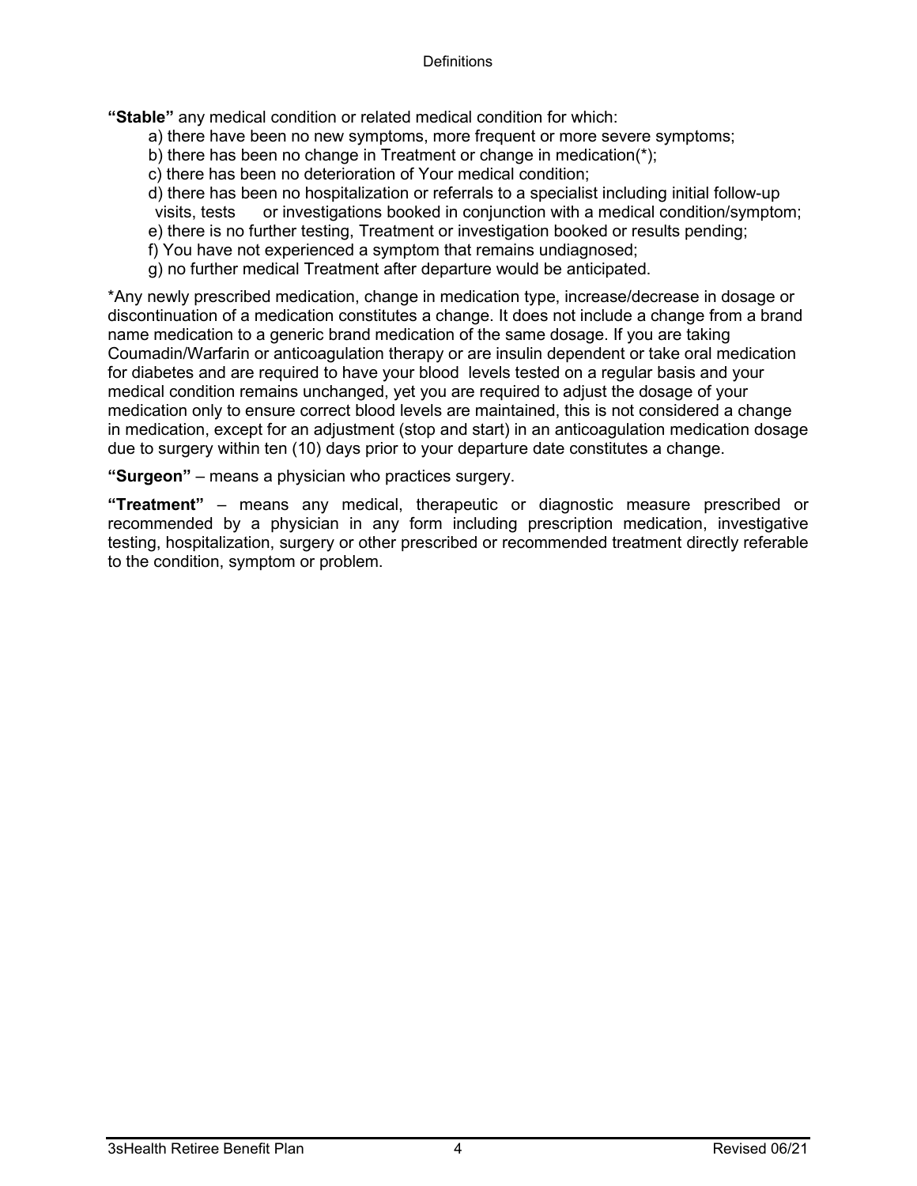**"Stable"** any medical condition or related medical condition for which:

a) there have been no new symptoms, more frequent or more severe symptoms;
b) there has been no change in Treatment or change in medication(*);
c) there has been no deterioration of Your medical condition;
d) there has been no hospitalization or referrals to a specialist including initial follow-up visits, tests or investigations booked in conjunction with a medical condition/symptom;
e) there is no further testing, Treatment or investigation booked or results pending;
f) You have not experienced a symptom that remains undiagnosed;
g) no further medical Treatment after departure would be anticipated.

*Any newly prescribed medication, change in medication type, increase/decrease in dosage or discontinuation of a medication constitutes a change. It does not include a change from a brand name medication to a generic brand medication of the same dosage. If you are taking Coumadin/Warfarin or anticoagulation therapy or are insulin dependent or take oral medication for diabetes and are required to have your blood levels tested on a regular basis and your medical condition remains unchanged, yet you are required to adjust the dosage of your medication only to ensure correct blood levels are maintained, this is not considered a change in medication, except for an adjustment (stop and start) in an anticoagulation medication dosage due to surgery within ten (10) days prior to your departure date constitutes a change.

**"Surgeon"** – means a physician who practices surgery.

**"Treatment"** – means any medical, therapeutic or diagnostic measure prescribed or recommended by a physician in any form including prescription medication, investigative testing, hospitalization, surgery or other prescribed or recommended treatment directly referable to the condition, symptom or problem.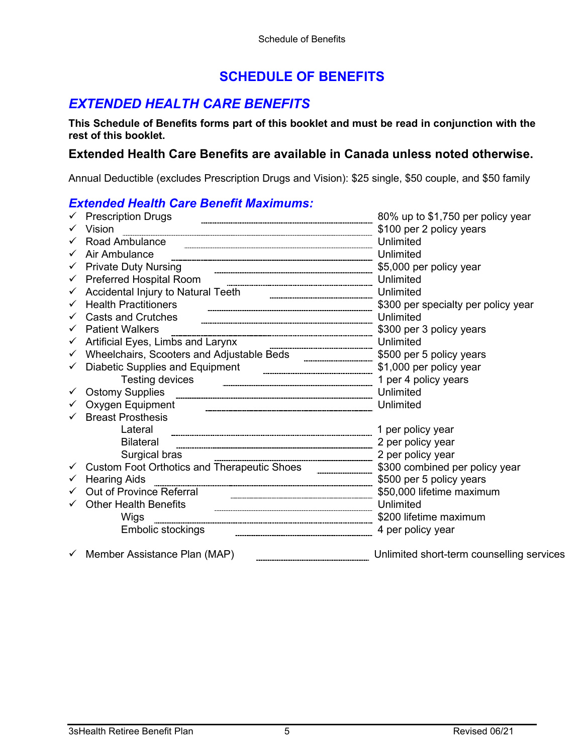# SCHEDULE OF BENEFITS

## *EXTENDED HEALTH CARE BENEFITS*

**This Schedule of Benefits forms part of this booklet and must be read in conjunction with the rest of this booklet.**

**Extended Health Care Benefits are available in Canada unless noted otherwise.**

Annual Deductible (excludes Prescription Drugs and Vision): $25 single, $50 couple, and $50 family

### *Extended Health Care Benefit Maximums:*

| Benefit | Maximum |
| --- | --- |
| ✓ Prescription Drugs | 80% up to $1,750 per policy year |
| ✓ Vision | $100 per 2 policy years |
| ✓ Road Ambulance | Unlimited |
| ✓ Air Ambulance | Unlimited |
| ✓ Private Duty Nursing | $5,000 per policy year |
| ✓ Preferred Hospital Room | Unlimited |
| ✓ Accidental Injury to Natural Teeth | Unlimited |
| ✓ Health Practitioners | $300 per specialty per policy year |
| ✓ Casts and Crutches | Unlimited |
| ✓ Patient Walkers | $300 per 3 policy years |
| ✓ Artificial Eyes, Limbs and Larynx | Unlimited |
| ✓ Wheelchairs, Scooters and Adjustable Beds | $500 per 5 policy years |
| ✓ Diabetic Supplies and Equipment | $1,000 per policy year |
| Testing devices | 1 per 4 policy years |
| ✓ Ostomy Supplies | Unlimited |
| ✓ Oxygen Equipment | Unlimited |
| ✓ Breast Prosthesis | |
| Lateral | 1 per policy year |
| Bilateral | 2 per policy year |
| Surgical bras | 2 per policy year |
| ✓ Custom Foot Orthotics and Therapeutic Shoes | $300 combined per policy year |
| ✓ Hearing Aids | $500 per 5 policy years |
| ✓ Out of Province Referral | $50,000 lifetime maximum |
| ✓ Other Health Benefits | Unlimited |
| Wigs | $200 lifetime maximum |
| Embolic stockings | 4 per policy year |
| ✓ Member Assistance Plan (MAP) | Unlimited short-term counselling services |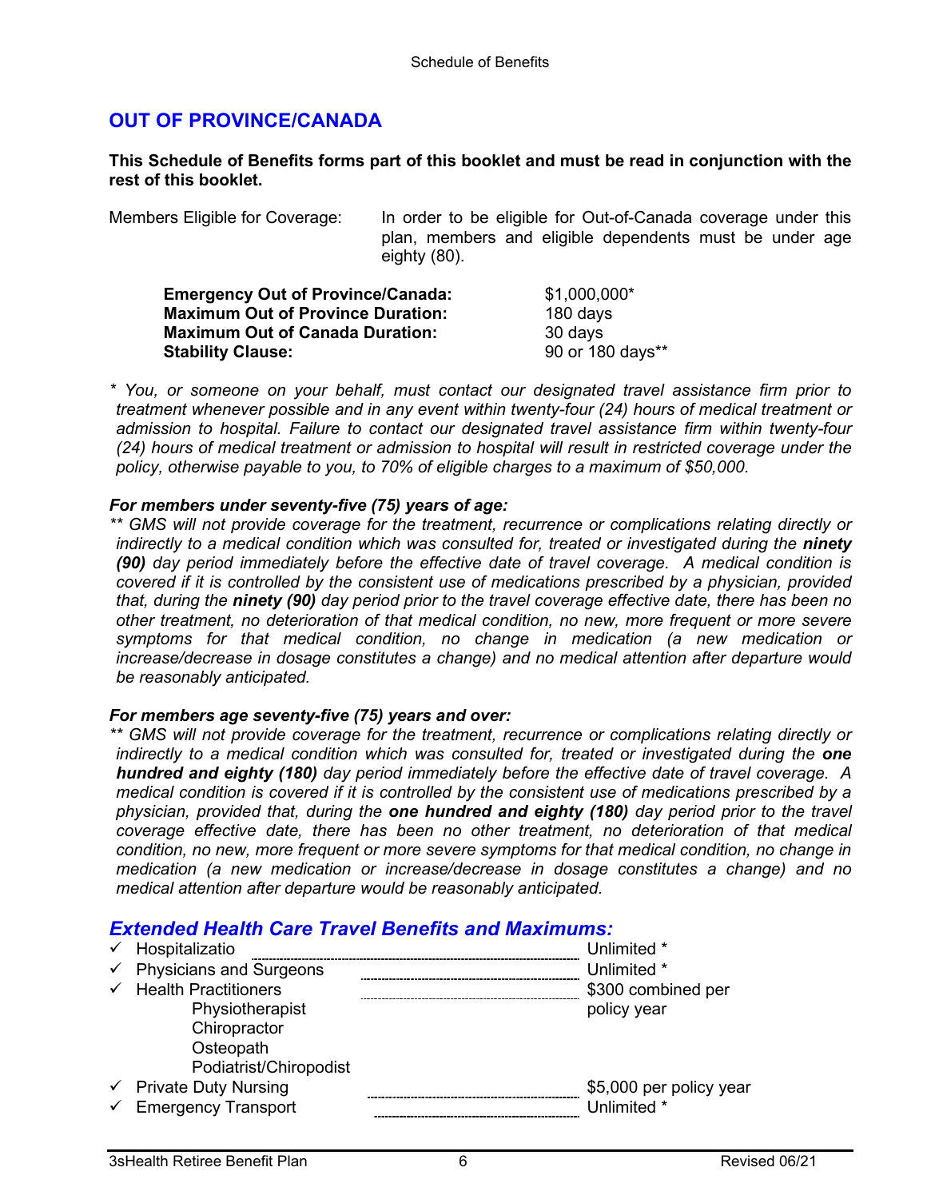## OUT OF PROVINCE/CANADA

**This Schedule of Benefits forms part of this booklet and must be read in conjunction with the rest of this booklet.**

Members Eligible for Coverage: In order to be eligible for Out-of-Canada coverage under this plan, members and eligible dependents must be under age eighty (80).

| | |
|---|---|
| **Emergency Out of Province/Canada:** | $1,000,000* |
| **Maximum Out of Province Duration:** | 180 days |
| **Maximum Out of Canada Duration:** | 30 days |
| **Stability Clause:** | 90 or 180 days** |

*\* You, or someone on your behalf, must contact our designated travel assistance firm prior to treatment whenever possible and in any event within twenty-four (24) hours of medical treatment or admission to hospital. Failure to contact our designated travel assistance firm within twenty-four (24) hours of medical treatment or admission to hospital will result in restricted coverage under the policy, otherwise payable to you, to 70% of eligible charges to a maximum of $50,000.*

***For members under seventy-five (75) years of age:***

*\*\* GMS will not provide coverage for the treatment, recurrence or complications relating directly or indirectly to a medical condition which was consulted for, treated or investigated during the **ninety (90)** day period immediately before the effective date of travel coverage. A medical condition is covered if it is controlled by the consistent use of medications prescribed by a physician, provided that, during the **ninety (90)** day period prior to the travel coverage effective date, there has been no other treatment, no deterioration of that medical condition, no new, more frequent or more severe symptoms for that medical condition, no change in medication (a new medication or increase/decrease in dosage constitutes a change) and no medical attention after departure would be reasonably anticipated.*

***For members age seventy-five (75) years and over:***

*\*\* GMS will not provide coverage for the treatment, recurrence or complications relating directly or indirectly to a medical condition which was consulted for, treated or investigated during the **one hundred and eighty (180)** day period immediately before the effective date of travel coverage. A medical condition is covered if it is controlled by the consistent use of medications prescribed by a physician, provided that, during the **one hundred and eighty (180)** day period prior to the travel coverage effective date, there has been no other treatment, no deterioration of that medical condition, no new, more frequent or more severe symptoms for that medical condition, no change in medication (a new medication or increase/decrease in dosage constitutes a change) and no medical attention after departure would be reasonably anticipated.*

### *Extended Health Care Travel Benefits and Maximums:*

- ✓ Hospitalizatio ........ Unlimited *
- ✓ Physicians and Surgeons ........ Unlimited *
- ✓ Health Practitioners ........ $300 combined per policy year
  - Physiotherapist
  - Chiropractor
  - Osteopath
  - Podiatrist/Chiropodist
- ✓ Private Duty Nursing ........ $5,000 per policy year
- ✓ Emergency Transport ........ Unlimited *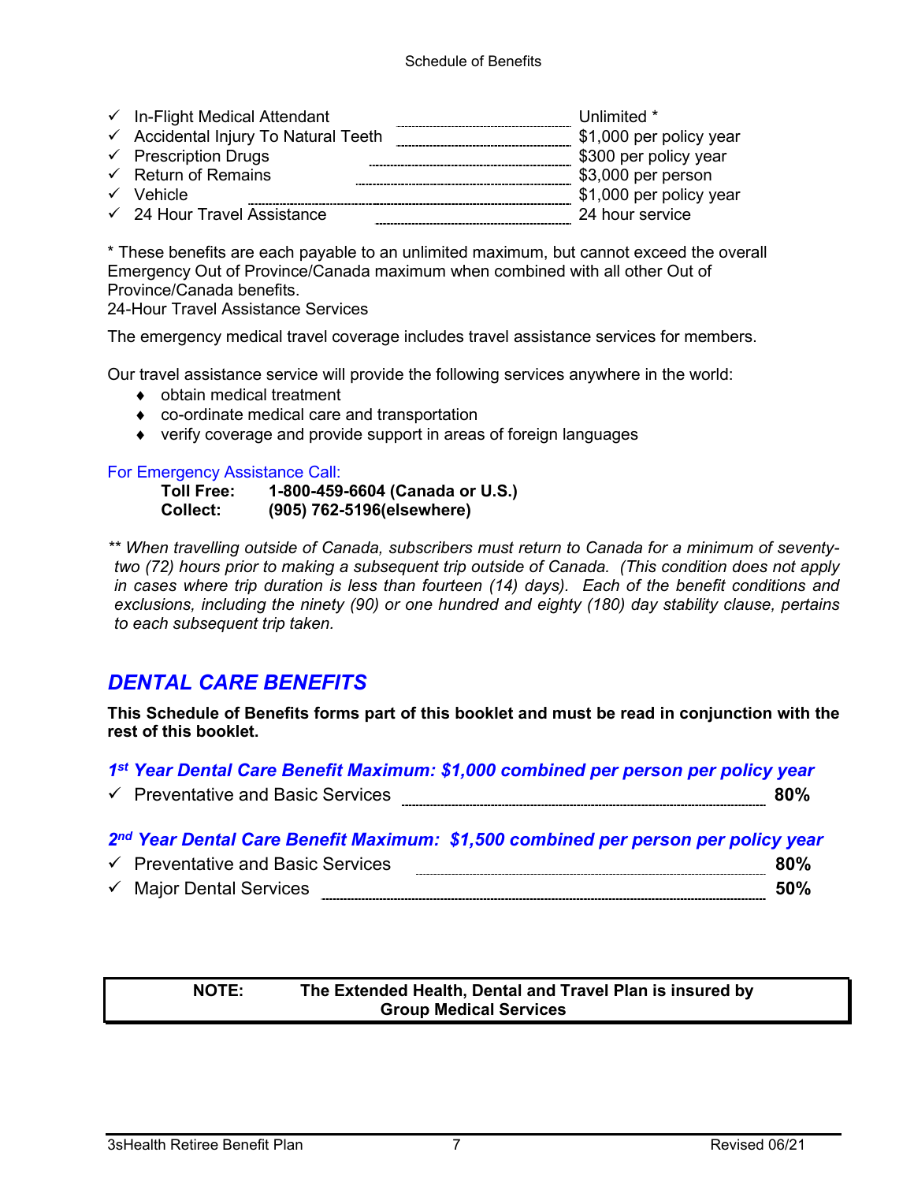- ✓ In-Flight Medical Attendant ........ Unlimited *
- ✓ Accidental Injury To Natural Teeth ........ $1,000 per policy year
- ✓ Prescription Drugs ........ $300 per policy year
- ✓ Return of Remains ........ $3,000 per person
- ✓ Vehicle ........ $1,000 per policy year
- ✓ 24 Hour Travel Assistance ........ 24 hour service

* These benefits are each payable to an unlimited maximum, but cannot exceed the overall Emergency Out of Province/Canada maximum when combined with all other Out of Province/Canada benefits.
24-Hour Travel Assistance Services

The emergency medical travel coverage includes travel assistance services for members.

Our travel assistance service will provide the following services anywhere in the world:

- obtain medical treatment
- co-ordinate medical care and transportation
- verify coverage and provide support in areas of foreign languages

For Emergency Assistance Call:

**Toll Free:** **1-800-459-6604 (Canada or U.S.)**
**Collect:** **(905) 762-5196(elsewhere)**

*** When travelling outside of Canada, subscribers must return to Canada for a minimum of seventy-two (72) hours prior to making a subsequent trip outside of Canada. (This condition does not apply in cases where trip duration is less than fourteen (14) days). Each of the benefit conditions and exclusions, including the ninety (90) or one hundred and eighty (180) day stability clause, pertains to each subsequent trip taken.*

## *DENTAL CARE BENEFITS*

**This Schedule of Benefits forms part of this booklet and must be read in conjunction with the rest of this booklet.**

***1st Year Dental Care Benefit Maximum: $1,000 combined per person per policy year***

- ✓ Preventative and Basic Services ........ **80%**

***2nd Year Dental Care Benefit Maximum: $1,500 combined per person per policy year***

- ✓ Preventative and Basic Services ........ **80%**
- ✓ Major Dental Services ........ **50%**

**NOTE: The Extended Health, Dental and Travel Plan is insured by Group Medical Services**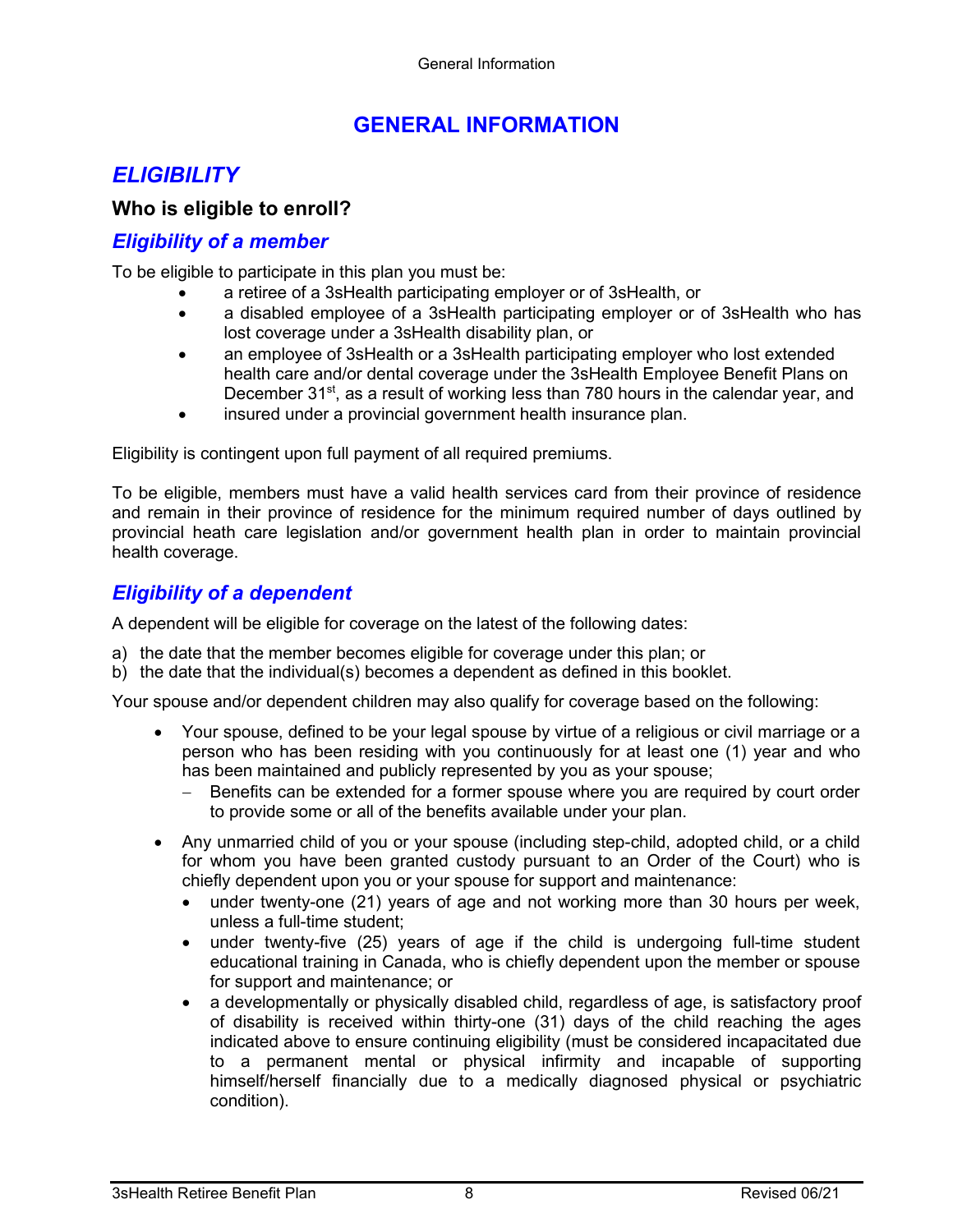# GENERAL INFORMATION

## *ELIGIBILITY*

### Who is eligible to enroll?

### *Eligibility of a member*

To be eligible to participate in this plan you must be:

- a retiree of a 3sHealth participating employer or of 3sHealth, or
- a disabled employee of a 3sHealth participating employer or of 3sHealth who has lost coverage under a 3sHealth disability plan, or
- an employee of 3sHealth or a 3sHealth participating employer who lost extended health care and/or dental coverage under the 3sHealth Employee Benefit Plans on December 31st, as a result of working less than 780 hours in the calendar year, and
- insured under a provincial government health insurance plan.

Eligibility is contingent upon full payment of all required premiums.

To be eligible, members must have a valid health services card from their province of residence and remain in their province of residence for the minimum required number of days outlined by provincial heath care legislation and/or government health plan in order to maintain provincial health coverage.

### *Eligibility of a dependent*

A dependent will be eligible for coverage on the latest of the following dates:

a) the date that the member becomes eligible for coverage under this plan; or
b) the date that the individual(s) becomes a dependent as defined in this booklet.

Your spouse and/or dependent children may also qualify for coverage based on the following:

- Your spouse, defined to be your legal spouse by virtue of a religious or civil marriage or a person who has been residing with you continuously for at least one (1) year and who has been maintained and publicly represented by you as your spouse;
  - Benefits can be extended for a former spouse where you are required by court order to provide some or all of the benefits available under your plan.
- Any unmarried child of you or your spouse (including step-child, adopted child, or a child for whom you have been granted custody pursuant to an Order of the Court) who is chiefly dependent upon you or your spouse for support and maintenance:
  - under twenty-one (21) years of age and not working more than 30 hours per week, unless a full-time student;
  - under twenty-five (25) years of age if the child is undergoing full-time student educational training in Canada, who is chiefly dependent upon the member or spouse for support and maintenance; or
  - a developmentally or physically disabled child, regardless of age, is satisfactory proof of disability is received within thirty-one (31) days of the child reaching the ages indicated above to ensure continuing eligibility (must be considered incapacitated due to a permanent mental or physical infirmity and incapable of supporting himself/herself financially due to a medically diagnosed physical or psychiatric condition).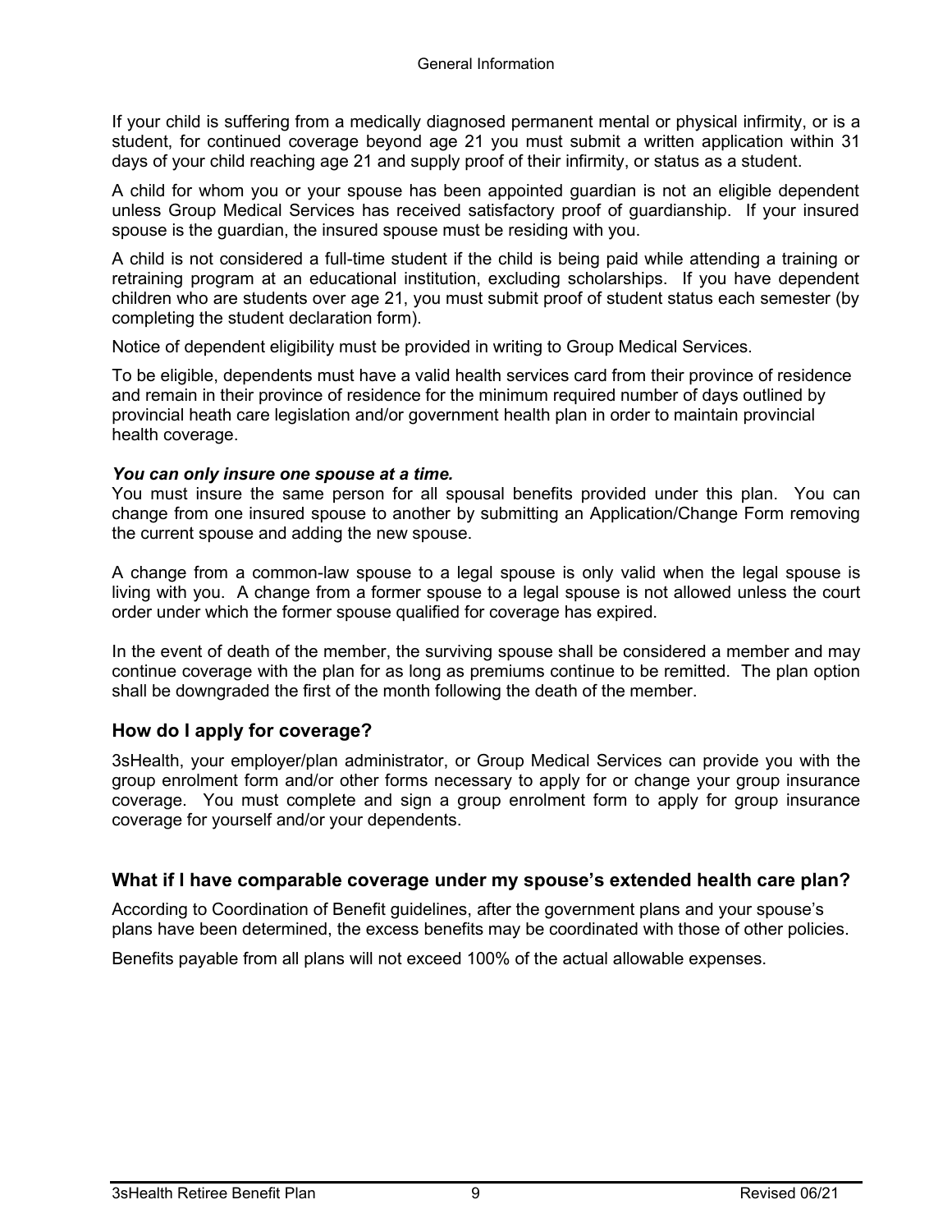If your child is suffering from a medically diagnosed permanent mental or physical infirmity, or is a student, for continued coverage beyond age 21 you must submit a written application within 31 days of your child reaching age 21 and supply proof of their infirmity, or status as a student.

A child for whom you or your spouse has been appointed guardian is not an eligible dependent unless Group Medical Services has received satisfactory proof of guardianship. If your insured spouse is the guardian, the insured spouse must be residing with you.

A child is not considered a full-time student if the child is being paid while attending a training or retraining program at an educational institution, excluding scholarships. If you have dependent children who are students over age 21, you must submit proof of student status each semester (by completing the student declaration form).

Notice of dependent eligibility must be provided in writing to Group Medical Services.

To be eligible, dependents must have a valid health services card from their province of residence and remain in their province of residence for the minimum required number of days outlined by provincial heath care legislation and/or government health plan in order to maintain provincial health coverage.

***You can only insure one spouse at a time.***

You must insure the same person for all spousal benefits provided under this plan. You can change from one insured spouse to another by submitting an Application/Change Form removing the current spouse and adding the new spouse.

A change from a common-law spouse to a legal spouse is only valid when the legal spouse is living with you. A change from a former spouse to a legal spouse is not allowed unless the court order under which the former spouse qualified for coverage has expired.

In the event of death of the member, the surviving spouse shall be considered a member and may continue coverage with the plan for as long as premiums continue to be remitted. The plan option shall be downgraded the first of the month following the death of the member.

## How do I apply for coverage?

3sHealth, your employer/plan administrator, or Group Medical Services can provide you with the group enrolment form and/or other forms necessary to apply for or change your group insurance coverage. You must complete and sign a group enrolment form to apply for group insurance coverage for yourself and/or your dependents.

## What if I have comparable coverage under my spouse's extended health care plan?

According to Coordination of Benefit guidelines, after the government plans and your spouse's plans have been determined, the excess benefits may be coordinated with those of other policies.

Benefits payable from all plans will not exceed 100% of the actual allowable expenses.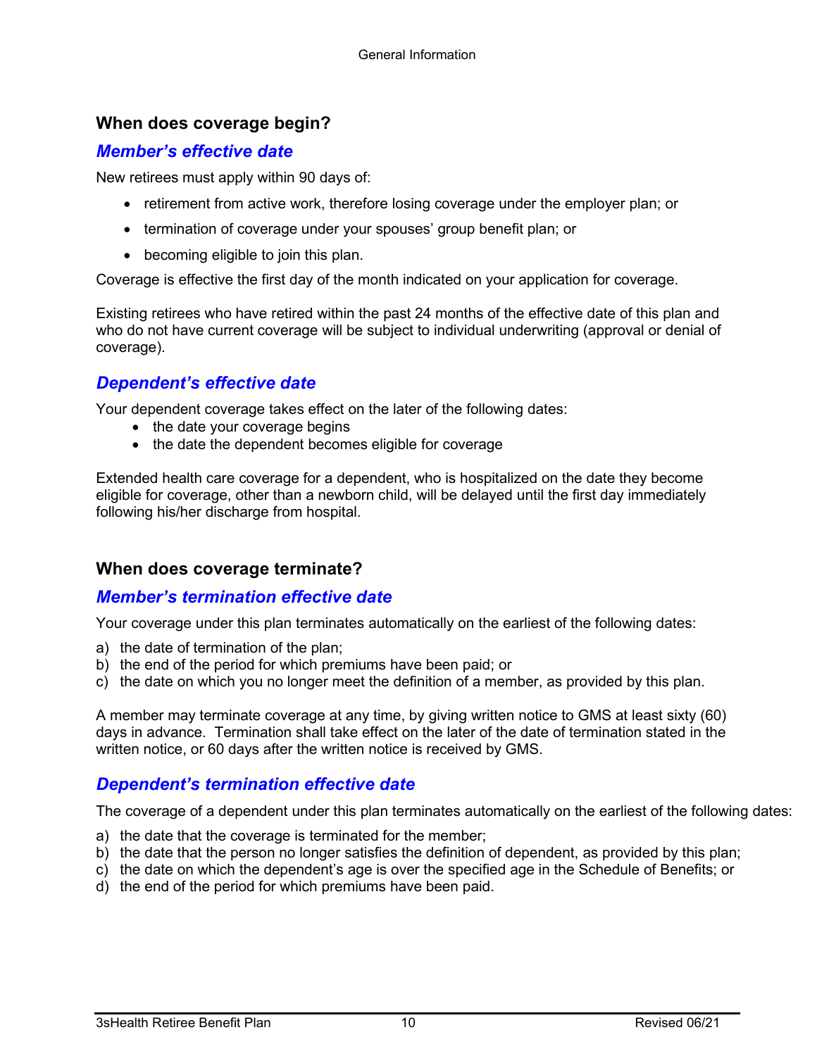## When does coverage begin?

### *Member's effective date*

New retirees must apply within 90 days of:

- retirement from active work, therefore losing coverage under the employer plan; or
- termination of coverage under your spouses' group benefit plan; or
- becoming eligible to join this plan.

Coverage is effective the first day of the month indicated on your application for coverage.

Existing retirees who have retired within the past 24 months of the effective date of this plan and who do not have current coverage will be subject to individual underwriting (approval or denial of coverage).

### *Dependent's effective date*

Your dependent coverage takes effect on the later of the following dates:

- the date your coverage begins
- the date the dependent becomes eligible for coverage

Extended health care coverage for a dependent, who is hospitalized on the date they become eligible for coverage, other than a newborn child, will be delayed until the first day immediately following his/her discharge from hospital.

## When does coverage terminate?

### *Member's termination effective date*

Your coverage under this plan terminates automatically on the earliest of the following dates:

a) the date of termination of the plan;
b) the end of the period for which premiums have been paid; or
c) the date on which you no longer meet the definition of a member, as provided by this plan.

A member may terminate coverage at any time, by giving written notice to GMS at least sixty (60) days in advance. Termination shall take effect on the later of the date of termination stated in the written notice, or 60 days after the written notice is received by GMS.

### *Dependent's termination effective date*

The coverage of a dependent under this plan terminates automatically on the earliest of the following dates:

a) the date that the coverage is terminated for the member;
b) the date that the person no longer satisfies the definition of dependent, as provided by this plan;
c) the date on which the dependent's age is over the specified age in the Schedule of Benefits; or
d) the end of the period for which premiums have been paid.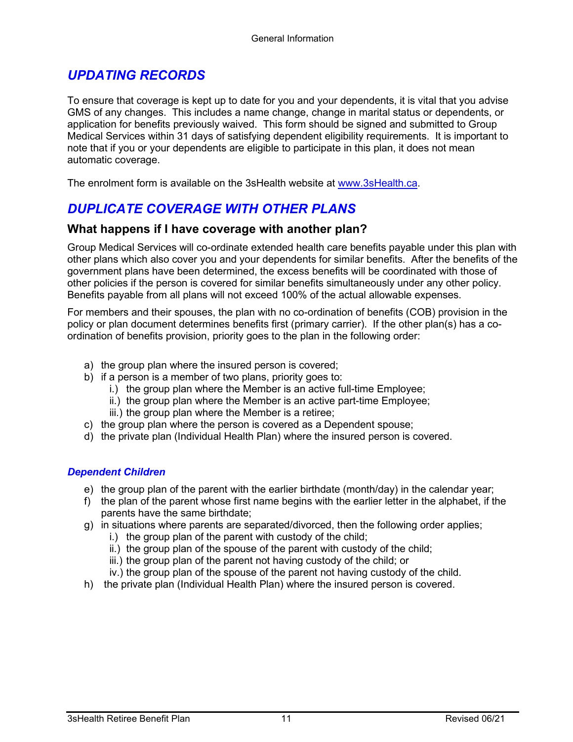## *UPDATING RECORDS*

To ensure that coverage is kept up to date for you and your dependents, it is vital that you advise GMS of any changes. This includes a name change, change in marital status or dependents, or application for benefits previously waived. This form should be signed and submitted to Group Medical Services within 31 days of satisfying dependent eligibility requirements. It is important to note that if you or your dependents are eligible to participate in this plan, it does not mean automatic coverage.

The enrolment form is available on the 3sHealth website at [www.3sHealth.ca](www.3sHealth.ca).

## *DUPLICATE COVERAGE WITH OTHER PLANS*

### What happens if I have coverage with another plan?

Group Medical Services will co-ordinate extended health care benefits payable under this plan with other plans which also cover you and your dependents for similar benefits. After the benefits of the government plans have been determined, the excess benefits will be coordinated with those of other policies if the person is covered for similar benefits simultaneously under any other policy. Benefits payable from all plans will not exceed 100% of the actual allowable expenses.

For members and their spouses, the plan with no co-ordination of benefits (COB) provision in the policy or plan document determines benefits first (primary carrier). If the other plan(s) has a co-ordination of benefits provision, priority goes to the plan in the following order:

a) the group plan where the insured person is covered;
b) if a person is a member of two plans, priority goes to:
   i.) the group plan where the Member is an active full-time Employee;
   ii.) the group plan where the Member is an active part-time Employee;
   iii.) the group plan where the Member is a retiree;
c) the group plan where the person is covered as a Dependent spouse;
d) the private plan (Individual Health Plan) where the insured person is covered.

#### *Dependent Children*

e) the group plan of the parent with the earlier birthdate (month/day) in the calendar year;
f) the plan of the parent whose first name begins with the earlier letter in the alphabet, if the parents have the same birthdate;
g) in situations where parents are separated/divorced, then the following order applies;
   i.) the group plan of the parent with custody of the child;
   ii.) the group plan of the spouse of the parent with custody of the child;
   iii.) the group plan of the parent not having custody of the child; or
   iv.) the group plan of the spouse of the parent not having custody of the child.
h) the private plan (Individual Health Plan) where the insured person is covered.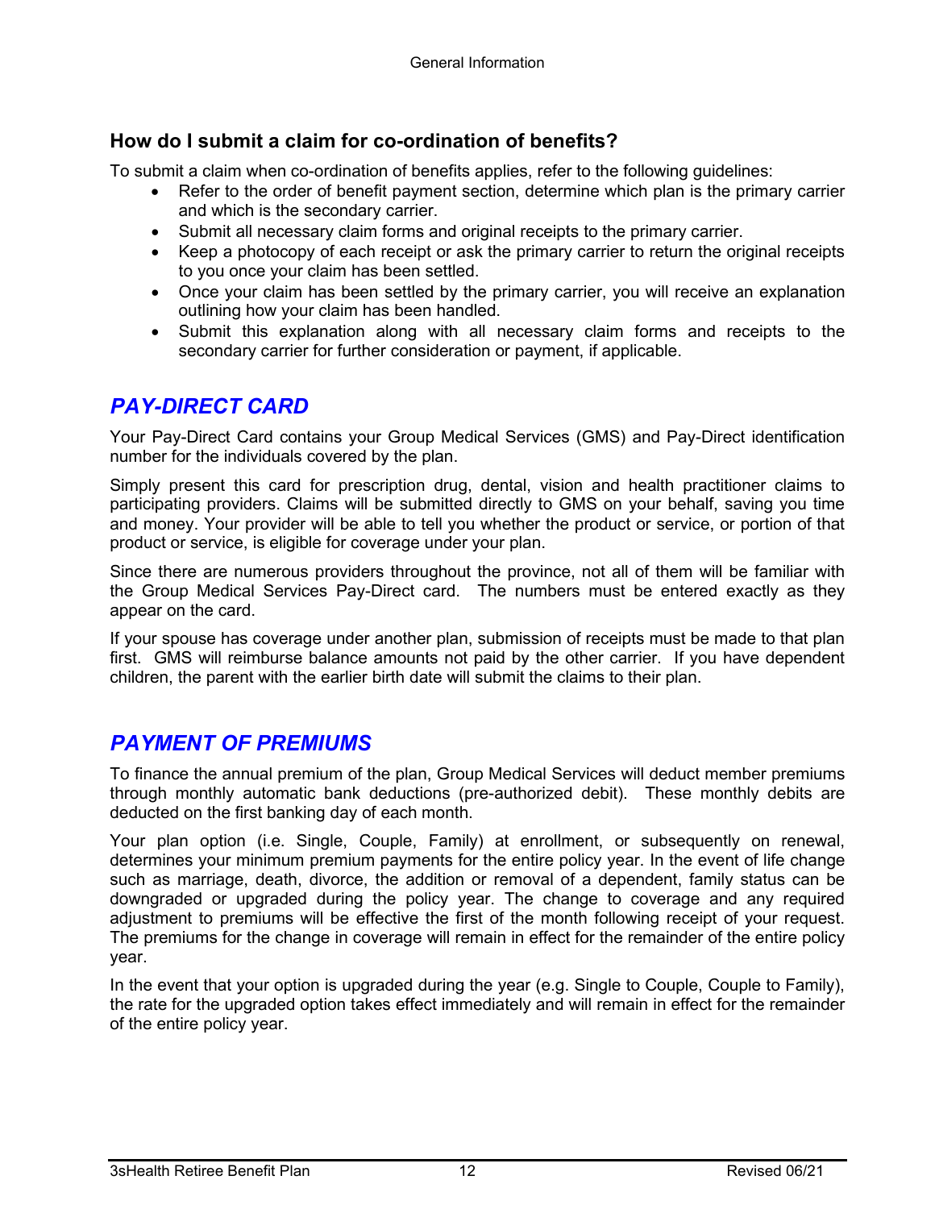### How do I submit a claim for co-ordination of benefits?

To submit a claim when co-ordination of benefits applies, refer to the following guidelines:

- Refer to the order of benefit payment section, determine which plan is the primary carrier and which is the secondary carrier.
- Submit all necessary claim forms and original receipts to the primary carrier.
- Keep a photocopy of each receipt or ask the primary carrier to return the original receipts to you once your claim has been settled.
- Once your claim has been settled by the primary carrier, you will receive an explanation outlining how your claim has been handled.
- Submit this explanation along with all necessary claim forms and receipts to the secondary carrier for further consideration or payment, if applicable.

## *PAY-DIRECT CARD*

Your Pay-Direct Card contains your Group Medical Services (GMS) and Pay-Direct identification number for the individuals covered by the plan.

Simply present this card for prescription drug, dental, vision and health practitioner claims to participating providers. Claims will be submitted directly to GMS on your behalf, saving you time and money. Your provider will be able to tell you whether the product or service, or portion of that product or service, is eligible for coverage under your plan.

Since there are numerous providers throughout the province, not all of them will be familiar with the Group Medical Services Pay-Direct card. The numbers must be entered exactly as they appear on the card.

If your spouse has coverage under another plan, submission of receipts must be made to that plan first. GMS will reimburse balance amounts not paid by the other carrier. If you have dependent children, the parent with the earlier birth date will submit the claims to their plan.

## *PAYMENT OF PREMIUMS*

To finance the annual premium of the plan, Group Medical Services will deduct member premiums through monthly automatic bank deductions (pre-authorized debit). These monthly debits are deducted on the first banking day of each month.

Your plan option (i.e. Single, Couple, Family) at enrollment, or subsequently on renewal, determines your minimum premium payments for the entire policy year. In the event of life change such as marriage, death, divorce, the addition or removal of a dependent, family status can be downgraded or upgraded during the policy year. The change to coverage and any required adjustment to premiums will be effective the first of the month following receipt of your request. The premiums for the change in coverage will remain in effect for the remainder of the entire policy year.

In the event that your option is upgraded during the year (e.g. Single to Couple, Couple to Family), the rate for the upgraded option takes effect immediately and will remain in effect for the remainder of the entire policy year.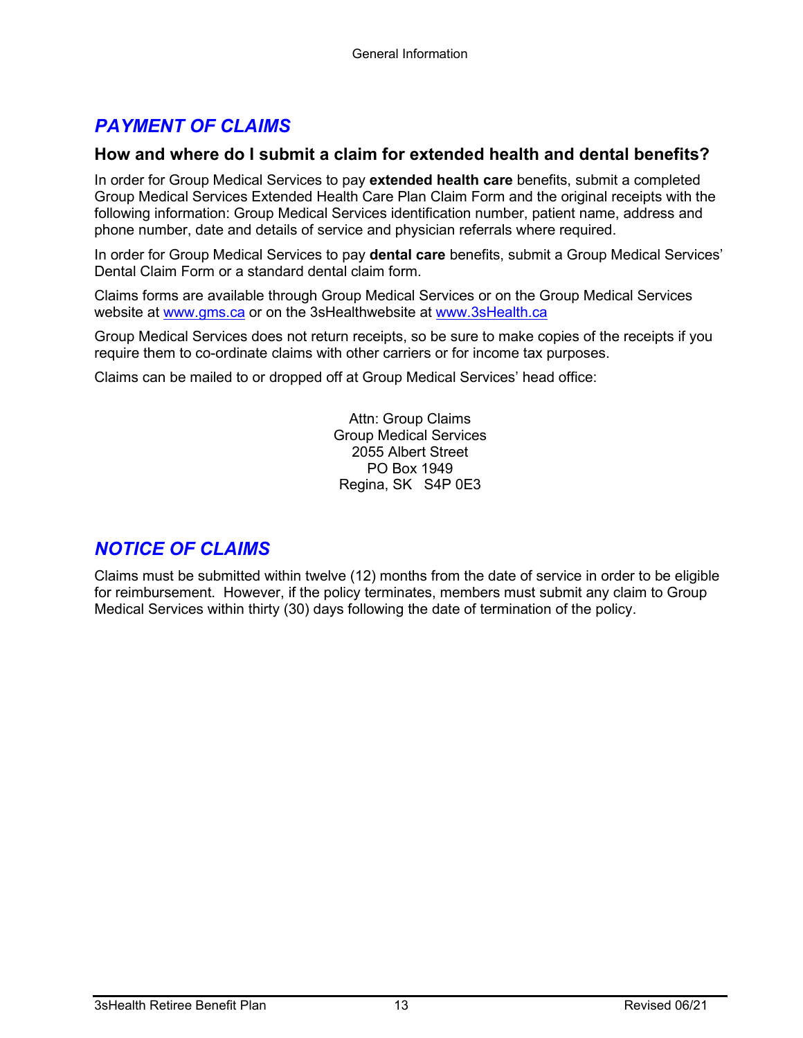## *PAYMENT OF CLAIMS*

### How and where do I submit a claim for extended health and dental benefits?

In order for Group Medical Services to pay **extended health care** benefits, submit a completed Group Medical Services Extended Health Care Plan Claim Form and the original receipts with the following information: Group Medical Services identification number, patient name, address and phone number, date and details of service and physician referrals where required.

In order for Group Medical Services to pay **dental care** benefits, submit a Group Medical Services' Dental Claim Form or a standard dental claim form.

Claims forms are available through Group Medical Services or on the Group Medical Services website at www.gms.ca or on the 3sHealthwebsite at www.3sHealth.ca

Group Medical Services does not return receipts, so be sure to make copies of the receipts if you require them to co-ordinate claims with other carriers or for income tax purposes.

Claims can be mailed to or dropped off at Group Medical Services' head office:

Attn: Group Claims
Group Medical Services
2055 Albert Street
PO Box 1949
Regina, SK S4P 0E3

## *NOTICE OF CLAIMS*

Claims must be submitted within twelve (12) months from the date of service in order to be eligible for reimbursement. However, if the policy terminates, members must submit any claim to Group Medical Services within thirty (30) days following the date of termination of the policy.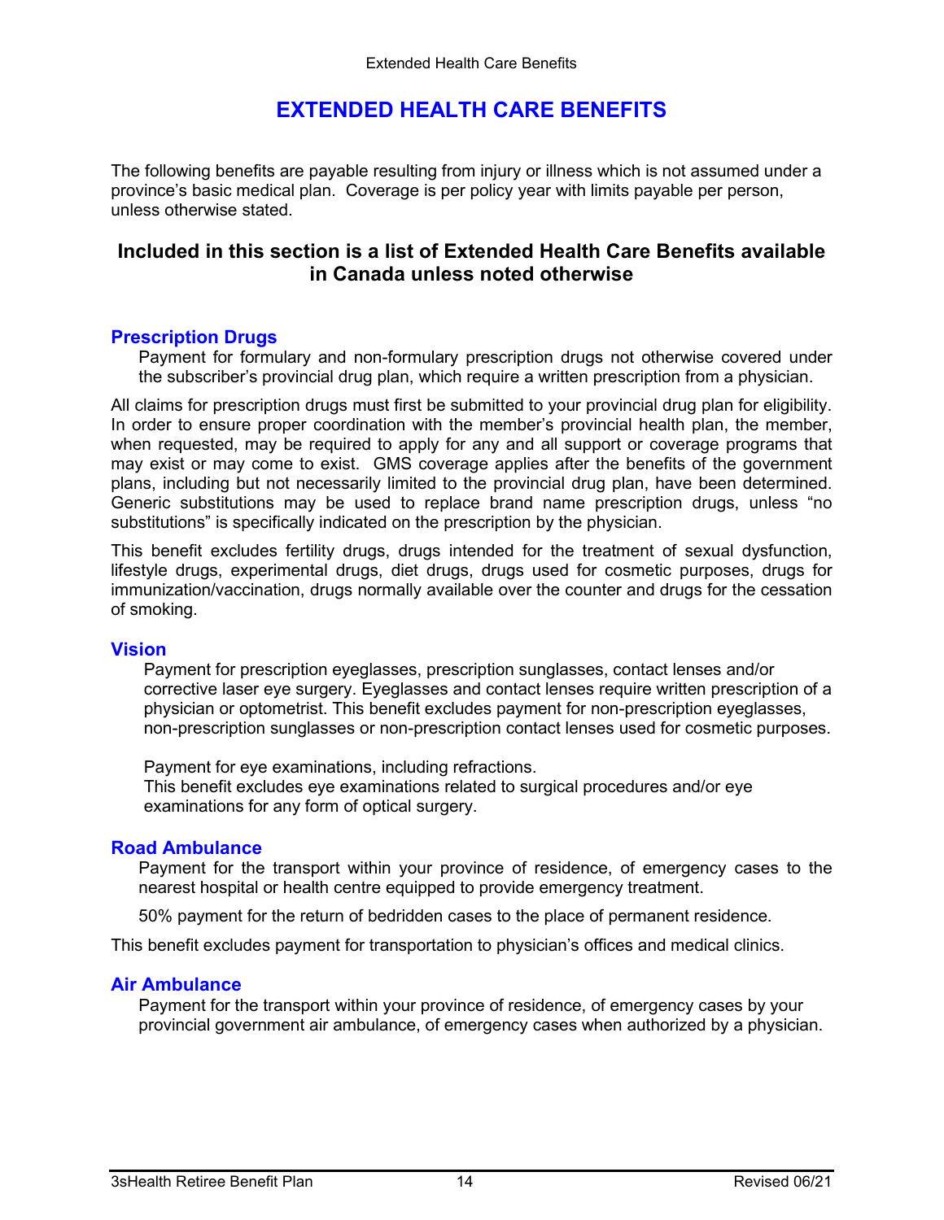# EXTENDED HEALTH CARE BENEFITS

The following benefits are payable resulting from injury or illness which is not assumed under a province's basic medical plan. Coverage is per policy year with limits payable per person, unless otherwise stated.

## Included in this section is a list of Extended Health Care Benefits available in Canada unless noted otherwise

### Prescription Drugs

Payment for formulary and non-formulary prescription drugs not otherwise covered under the subscriber's provincial drug plan, which require a written prescription from a physician.

All claims for prescription drugs must first be submitted to your provincial drug plan for eligibility. In order to ensure proper coordination with the member's provincial health plan, the member, when requested, may be required to apply for any and all support or coverage programs that may exist or may come to exist. GMS coverage applies after the benefits of the government plans, including but not necessarily limited to the provincial drug plan, have been determined. Generic substitutions may be used to replace brand name prescription drugs, unless "no substitutions" is specifically indicated on the prescription by the physician.

This benefit excludes fertility drugs, drugs intended for the treatment of sexual dysfunction, lifestyle drugs, experimental drugs, diet drugs, drugs used for cosmetic purposes, drugs for immunization/vaccination, drugs normally available over the counter and drugs for the cessation of smoking.

### Vision

Payment for prescription eyeglasses, prescription sunglasses, contact lenses and/or corrective laser eye surgery. Eyeglasses and contact lenses require written prescription of a physician or optometrist. This benefit excludes payment for non-prescription eyeglasses, non-prescription sunglasses or non-prescription contact lenses used for cosmetic purposes.

Payment for eye examinations, including refractions.
This benefit excludes eye examinations related to surgical procedures and/or eye examinations for any form of optical surgery.

### Road Ambulance

Payment for the transport within your province of residence, of emergency cases to the nearest hospital or health centre equipped to provide emergency treatment.

50% payment for the return of bedridden cases to the place of permanent residence.

This benefit excludes payment for transportation to physician's offices and medical clinics.

### Air Ambulance

Payment for the transport within your province of residence, of emergency cases by your provincial government air ambulance, of emergency cases when authorized by a physician.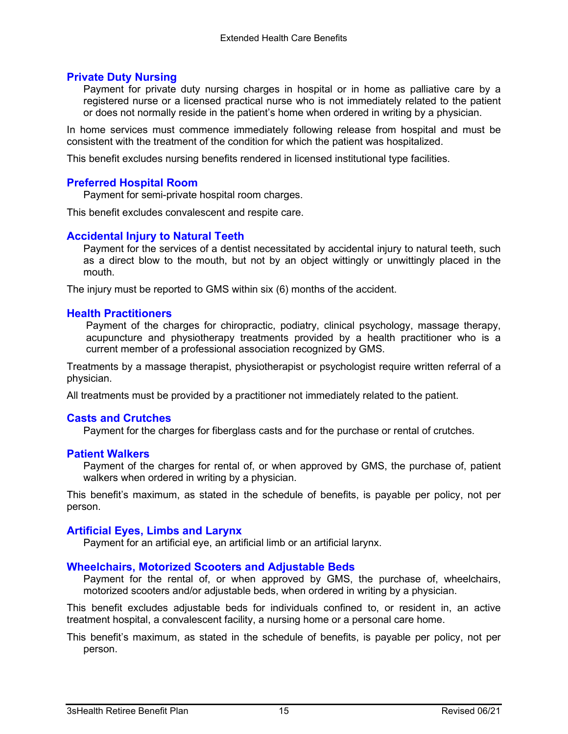## Private Duty Nursing

Payment for private duty nursing charges in hospital or in home as palliative care by a registered nurse or a licensed practical nurse who is not immediately related to the patient or does not normally reside in the patient's home when ordered in writing by a physician.

In home services must commence immediately following release from hospital and must be consistent with the treatment of the condition for which the patient was hospitalized.

This benefit excludes nursing benefits rendered in licensed institutional type facilities.

## Preferred Hospital Room

Payment for semi-private hospital room charges.

This benefit excludes convalescent and respite care.

## Accidental Injury to Natural Teeth

Payment for the services of a dentist necessitated by accidental injury to natural teeth, such as a direct blow to the mouth, but not by an object wittingly or unwittingly placed in the mouth.

The injury must be reported to GMS within six (6) months of the accident.

## Health Practitioners

Payment of the charges for chiropractic, podiatry, clinical psychology, massage therapy, acupuncture and physiotherapy treatments provided by a health practitioner who is a current member of a professional association recognized by GMS.

Treatments by a massage therapist, physiotherapist or psychologist require written referral of a physician.

All treatments must be provided by a practitioner not immediately related to the patient.

## Casts and Crutches

Payment for the charges for fiberglass casts and for the purchase or rental of crutches.

## Patient Walkers

Payment of the charges for rental of, or when approved by GMS, the purchase of, patient walkers when ordered in writing by a physician.

This benefit's maximum, as stated in the schedule of benefits, is payable per policy, not per person.

## Artificial Eyes, Limbs and Larynx

Payment for an artificial eye, an artificial limb or an artificial larynx.

## Wheelchairs, Motorized Scooters and Adjustable Beds

Payment for the rental of, or when approved by GMS, the purchase of, wheelchairs, motorized scooters and/or adjustable beds, when ordered in writing by a physician.

This benefit excludes adjustable beds for individuals confined to, or resident in, an active treatment hospital, a convalescent facility, a nursing home or a personal care home.

This benefit's maximum, as stated in the schedule of benefits, is payable per policy, not per person.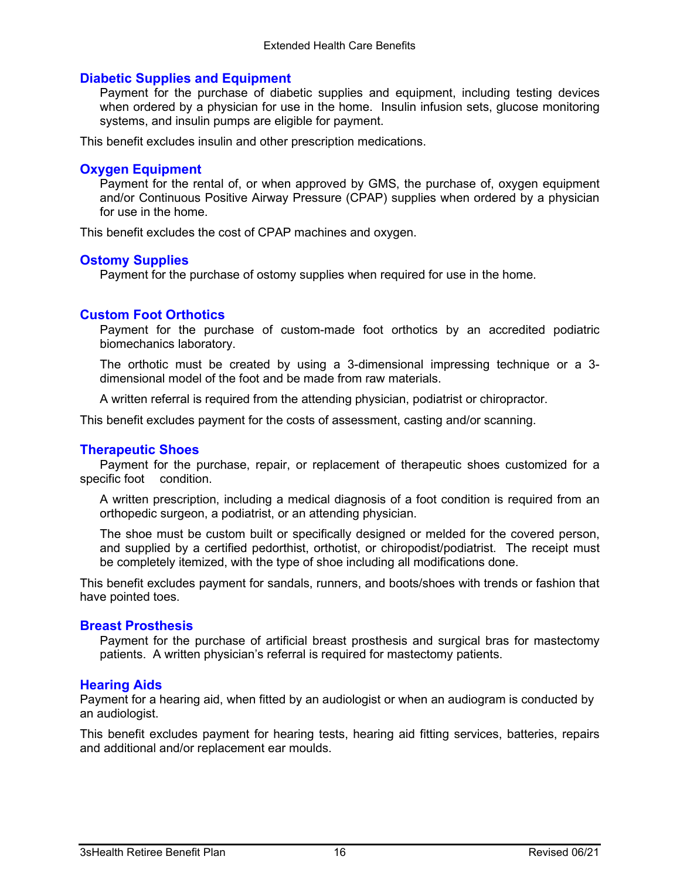### Diabetic Supplies and Equipment

Payment for the purchase of diabetic supplies and equipment, including testing devices when ordered by a physician for use in the home. Insulin infusion sets, glucose monitoring systems, and insulin pumps are eligible for payment.

This benefit excludes insulin and other prescription medications.

### Oxygen Equipment

Payment for the rental of, or when approved by GMS, the purchase of, oxygen equipment and/or Continuous Positive Airway Pressure (CPAP) supplies when ordered by a physician for use in the home.

This benefit excludes the cost of CPAP machines and oxygen.

### Ostomy Supplies

Payment for the purchase of ostomy supplies when required for use in the home.

### Custom Foot Orthotics

Payment for the purchase of custom-made foot orthotics by an accredited podiatric biomechanics laboratory.

The orthotic must be created by using a 3-dimensional impressing technique or a 3-dimensional model of the foot and be made from raw materials.

A written referral is required from the attending physician, podiatrist or chiropractor.

This benefit excludes payment for the costs of assessment, casting and/or scanning.

### Therapeutic Shoes

Payment for the purchase, repair, or replacement of therapeutic shoes customized for a specific foot condition.

A written prescription, including a medical diagnosis of a foot condition is required from an orthopedic surgeon, a podiatrist, or an attending physician.

The shoe must be custom built or specifically designed or melded for the covered person, and supplied by a certified pedorthist, orthotist, or chiropodist/podiatrist. The receipt must be completely itemized, with the type of shoe including all modifications done.

This benefit excludes payment for sandals, runners, and boots/shoes with trends or fashion that have pointed toes.

### Breast Prosthesis

Payment for the purchase of artificial breast prosthesis and surgical bras for mastectomy patients. A written physician's referral is required for mastectomy patients.

### Hearing Aids

Payment for a hearing aid, when fitted by an audiologist or when an audiogram is conducted by an audiologist.

This benefit excludes payment for hearing tests, hearing aid fitting services, batteries, repairs and additional and/or replacement ear moulds.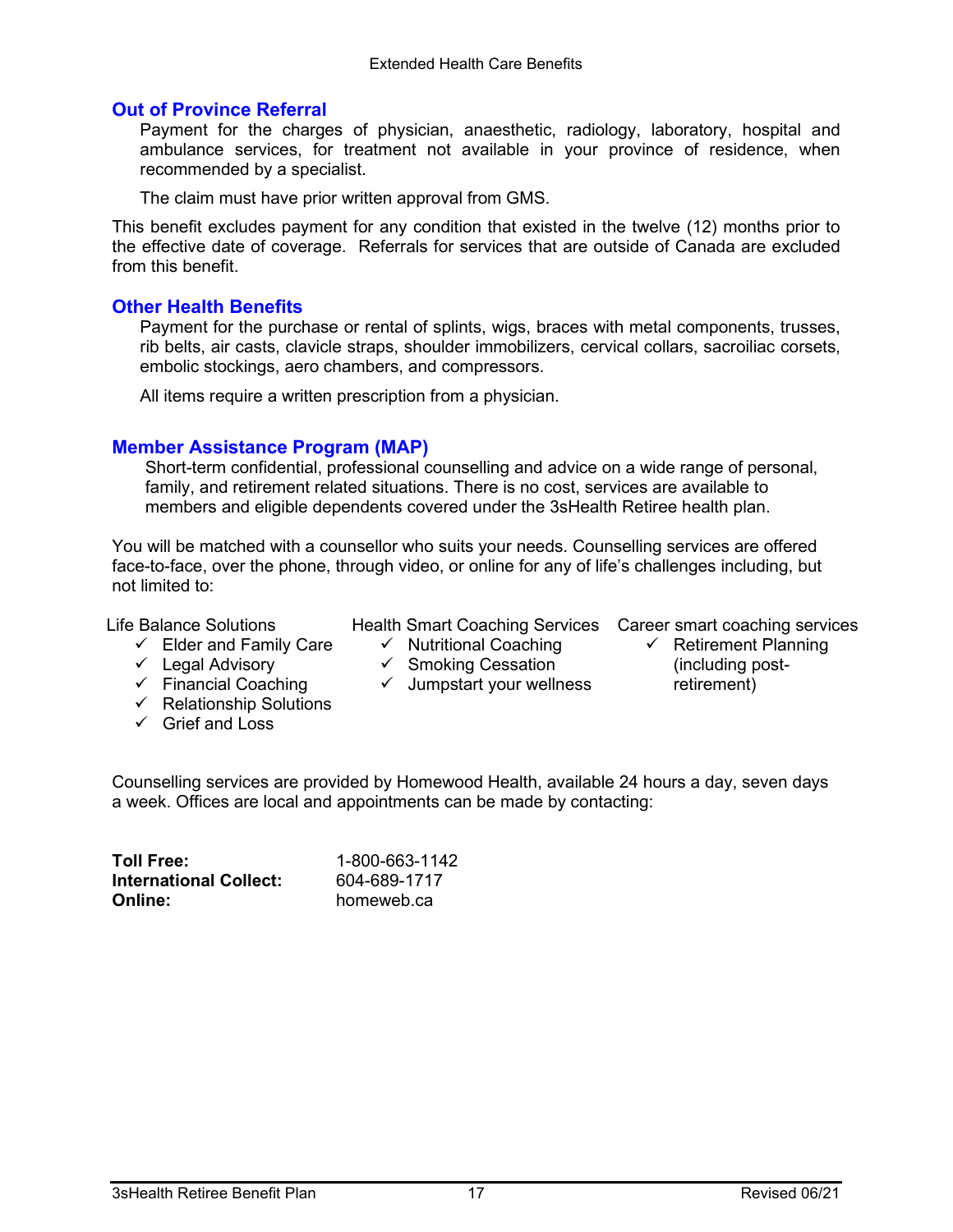## Out of Province Referral

Payment for the charges of physician, anaesthetic, radiology, laboratory, hospital and ambulance services, for treatment not available in your province of residence, when recommended by a specialist.

The claim must have prior written approval from GMS.

This benefit excludes payment for any condition that existed in the twelve (12) months prior to the effective date of coverage. Referrals for services that are outside of Canada are excluded from this benefit.

## Other Health Benefits

Payment for the purchase or rental of splints, wigs, braces with metal components, trusses, rib belts, air casts, clavicle straps, shoulder immobilizers, cervical collars, sacroiliac corsets, embolic stockings, aero chambers, and compressors.

All items require a written prescription from a physician.

## Member Assistance Program (MAP)

Short-term confidential, professional counselling and advice on a wide range of personal, family, and retirement related situations. There is no cost, services are available to members and eligible dependents covered under the 3sHealth Retiree health plan.

You will be matched with a counsellor who suits your needs. Counselling services are offered face-to-face, over the phone, through video, or online for any of life's challenges including, but not limited to:

Life Balance Solutions
- ✓ Elder and Family Care
- ✓ Legal Advisory
- ✓ Financial Coaching
- ✓ Relationship Solutions
- ✓ Grief and Loss

Health Smart Coaching Services
- ✓ Nutritional Coaching
- ✓ Smoking Cessation
- ✓ Jumpstart your wellness

Career smart coaching services
- ✓ Retirement Planning (including post-retirement)

Counselling services are provided by Homewood Health, available 24 hours a day, seven days a week. Offices are local and appointments can be made by contacting:

| | |
|---|---|
| **Toll Free:** | 1-800-663-1142 |
| **International Collect:** | 604-689-1717 |
| **Online:** | homeweb.ca |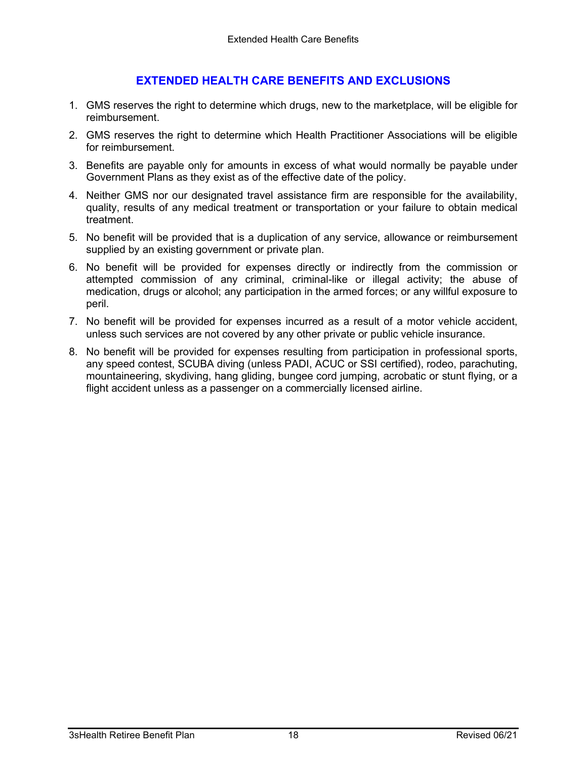## EXTENDED HEALTH CARE BENEFITS AND EXCLUSIONS

1. GMS reserves the right to determine which drugs, new to the marketplace, will be eligible for reimbursement.
2. GMS reserves the right to determine which Health Practitioner Associations will be eligible for reimbursement.
3. Benefits are payable only for amounts in excess of what would normally be payable under Government Plans as they exist as of the effective date of the policy.
4. Neither GMS nor our designated travel assistance firm are responsible for the availability, quality, results of any medical treatment or transportation or your failure to obtain medical treatment.
5. No benefit will be provided that is a duplication of any service, allowance or reimbursement supplied by an existing government or private plan.
6. No benefit will be provided for expenses directly or indirectly from the commission or attempted commission of any criminal, criminal-like or illegal activity; the abuse of medication, drugs or alcohol; any participation in the armed forces; or any willful exposure to peril.
7. No benefit will be provided for expenses incurred as a result of a motor vehicle accident, unless such services are not covered by any other private or public vehicle insurance.
8. No benefit will be provided for expenses resulting from participation in professional sports, any speed contest, SCUBA diving (unless PADI, ACUC or SSI certified), rodeo, parachuting, mountaineering, skydiving, hang gliding, bungee cord jumping, acrobatic or stunt flying, or a flight accident unless as a passenger on a commercially licensed airline.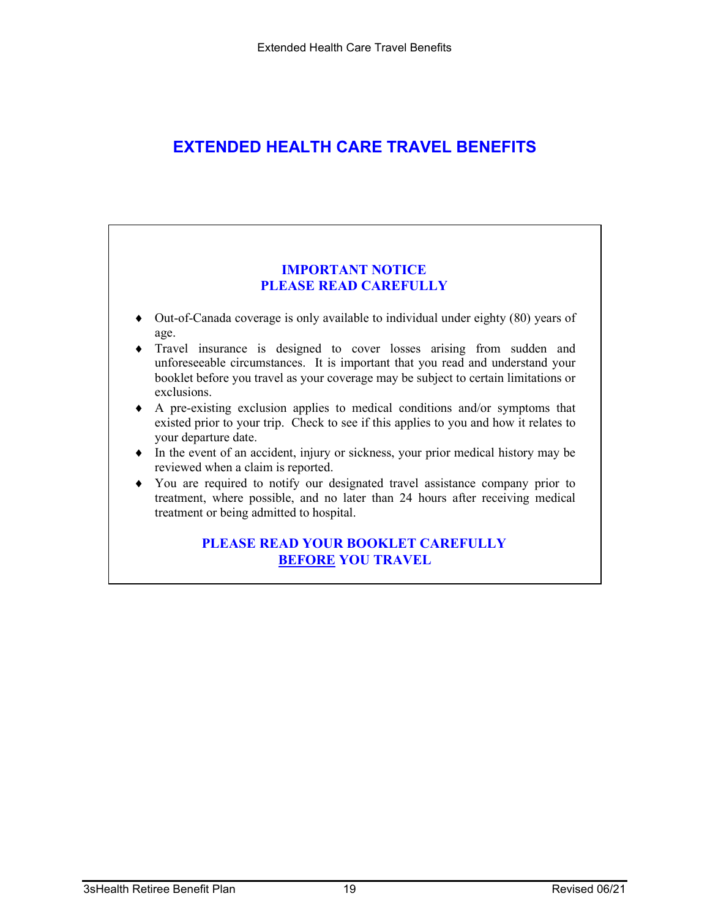# EXTENDED HEALTH CARE TRAVEL BENEFITS

**IMPORTANT NOTICE**
**PLEASE READ CAREFULLY**

- Out-of-Canada coverage is only available to individual under eighty (80) years of age.
- Travel insurance is designed to cover losses arising from sudden and unforeseeable circumstances. It is important that you read and understand your booklet before you travel as your coverage may be subject to certain limitations or exclusions.
- A pre-existing exclusion applies to medical conditions and/or symptoms that existed prior to your trip. Check to see if this applies to you and how it relates to your departure date.
- In the event of an accident, injury or sickness, your prior medical history may be reviewed when a claim is reported.
- You are required to notify our designated travel assistance company prior to treatment, where possible, and no later than 24 hours after receiving medical treatment or being admitted to hospital.

**PLEASE READ YOUR BOOKLET CAREFULLY**
**BEFORE YOU TRAVEL**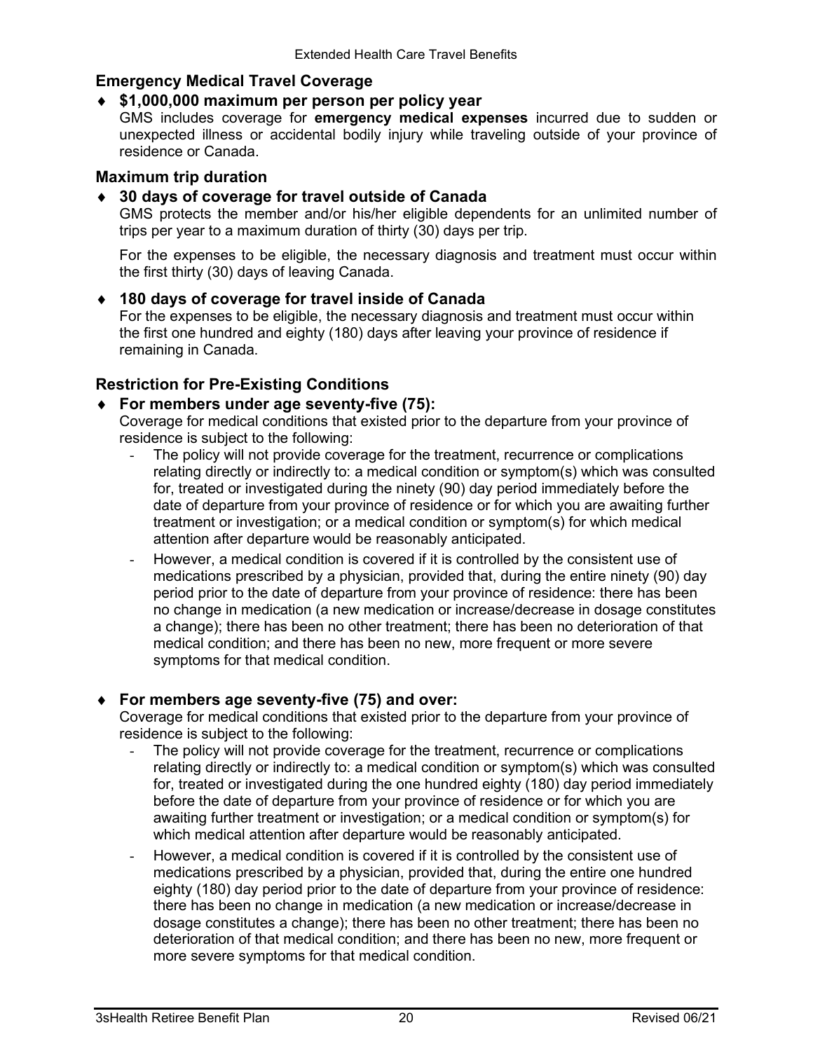## Emergency Medical Travel Coverage

- **$1,000,000 maximum per person per policy year**

  GMS includes coverage for **emergency medical expenses** incurred due to sudden or unexpected illness or accidental bodily injury while traveling outside of your province of residence or Canada.

## Maximum trip duration

- **30 days of coverage for travel outside of Canada**

  GMS protects the member and/or his/her eligible dependents for an unlimited number of trips per year to a maximum duration of thirty (30) days per trip.

  For the expenses to be eligible, the necessary diagnosis and treatment must occur within the first thirty (30) days of leaving Canada.

- **180 days of coverage for travel inside of Canada**

  For the expenses to be eligible, the necessary diagnosis and treatment must occur within the first one hundred and eighty (180) days after leaving your province of residence if remaining in Canada.

## Restriction for Pre-Existing Conditions

- **For members under age seventy-five (75):**

  Coverage for medical conditions that existed prior to the departure from your province of residence is subject to the following:

  - The policy will not provide coverage for the treatment, recurrence or complications relating directly or indirectly to: a medical condition or symptom(s) which was consulted for, treated or investigated during the ninety (90) day period immediately before the date of departure from your province of residence or for which you are awaiting further treatment or investigation; or a medical condition or symptom(s) for which medical attention after departure would be reasonably anticipated.
  - However, a medical condition is covered if it is controlled by the consistent use of medications prescribed by a physician, provided that, during the entire ninety (90) day period prior to the date of departure from your province of residence: there has been no change in medication (a new medication or increase/decrease in dosage constitutes a change); there has been no other treatment; there has been no deterioration of that medical condition; and there has been no new, more frequent or more severe symptoms for that medical condition.

- **For members age seventy-five (75) and over:**

  Coverage for medical conditions that existed prior to the departure from your province of residence is subject to the following:

  - The policy will not provide coverage for the treatment, recurrence or complications relating directly or indirectly to: a medical condition or symptom(s) which was consulted for, treated or investigated during the one hundred eighty (180) day period immediately before the date of departure from your province of residence or for which you are awaiting further treatment or investigation; or a medical condition or symptom(s) for which medical attention after departure would be reasonably anticipated.
  - However, a medical condition is covered if it is controlled by the consistent use of medications prescribed by a physician, provided that, during the entire one hundred eighty (180) day period prior to the date of departure from your province of residence: there has been no change in medication (a new medication or increase/decrease in dosage constitutes a change); there has been no other treatment; there has been no deterioration of that medical condition; and there has been no new, more frequent or more severe symptoms for that medical condition.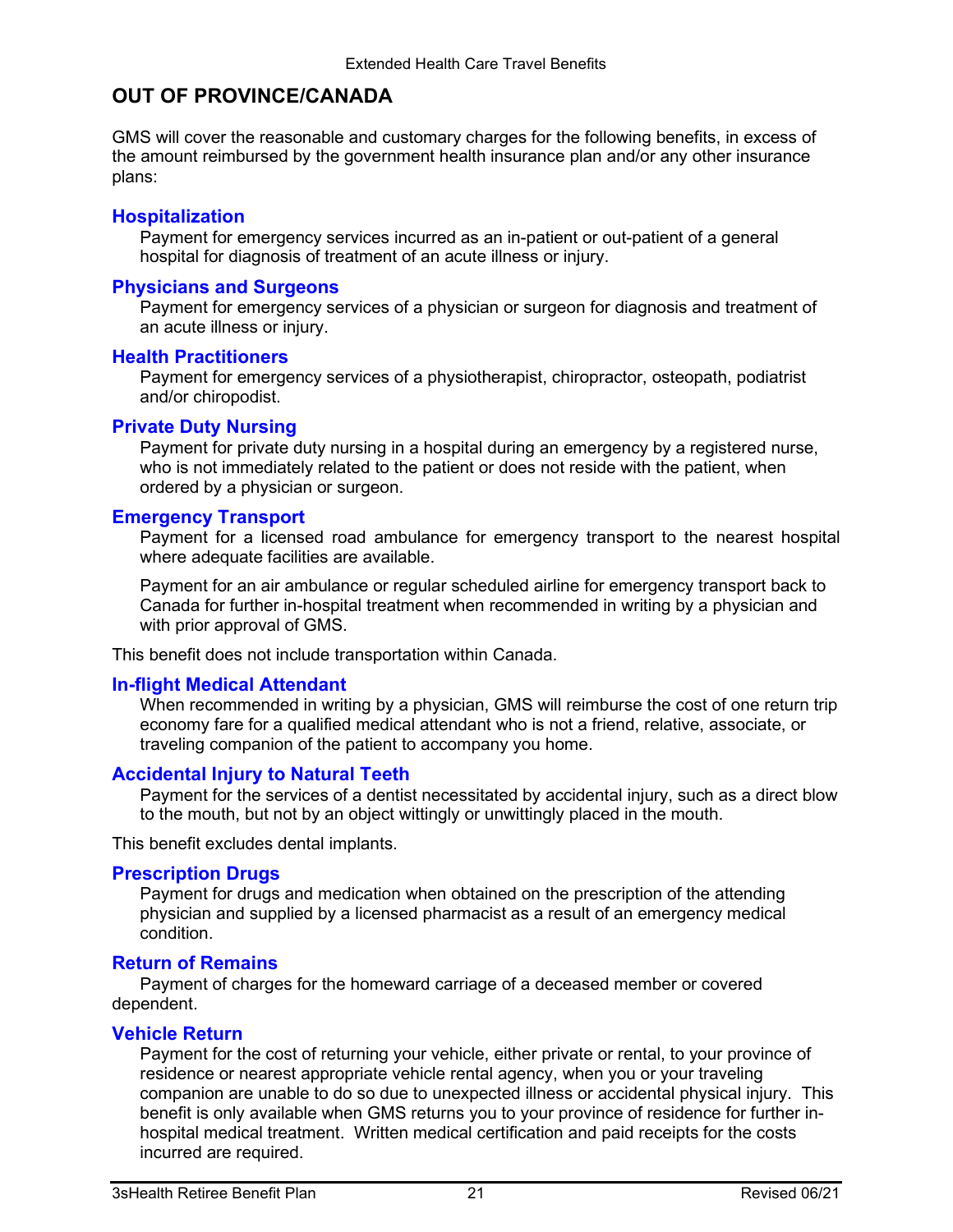## OUT OF PROVINCE/CANADA

GMS will cover the reasonable and customary charges for the following benefits, in excess of the amount reimbursed by the government health insurance plan and/or any other insurance plans:

### Hospitalization

Payment for emergency services incurred as an in-patient or out-patient of a general hospital for diagnosis of treatment of an acute illness or injury.

### Physicians and Surgeons

Payment for emergency services of a physician or surgeon for diagnosis and treatment of an acute illness or injury.

### Health Practitioners

Payment for emergency services of a physiotherapist, chiropractor, osteopath, podiatrist and/or chiropodist.

### Private Duty Nursing

Payment for private duty nursing in a hospital during an emergency by a registered nurse, who is not immediately related to the patient or does not reside with the patient, when ordered by a physician or surgeon.

### Emergency Transport

Payment for a licensed road ambulance for emergency transport to the nearest hospital where adequate facilities are available.

Payment for an air ambulance or regular scheduled airline for emergency transport back to Canada for further in-hospital treatment when recommended in writing by a physician and with prior approval of GMS.

This benefit does not include transportation within Canada.

### In-flight Medical Attendant

When recommended in writing by a physician, GMS will reimburse the cost of one return trip economy fare for a qualified medical attendant who is not a friend, relative, associate, or traveling companion of the patient to accompany you home.

### Accidental Injury to Natural Teeth

Payment for the services of a dentist necessitated by accidental injury, such as a direct blow to the mouth, but not by an object wittingly or unwittingly placed in the mouth.

This benefit excludes dental implants.

### Prescription Drugs

Payment for drugs and medication when obtained on the prescription of the attending physician and supplied by a licensed pharmacist as a result of an emergency medical condition.

### Return of Remains

Payment of charges for the homeward carriage of a deceased member or covered dependent.

### Vehicle Return

Payment for the cost of returning your vehicle, either private or rental, to your province of residence or nearest appropriate vehicle rental agency, when you or your traveling companion are unable to do so due to unexpected illness or accidental physical injury. This benefit is only available when GMS returns you to your province of residence for further in-hospital medical treatment. Written medical certification and paid receipts for the costs incurred are required.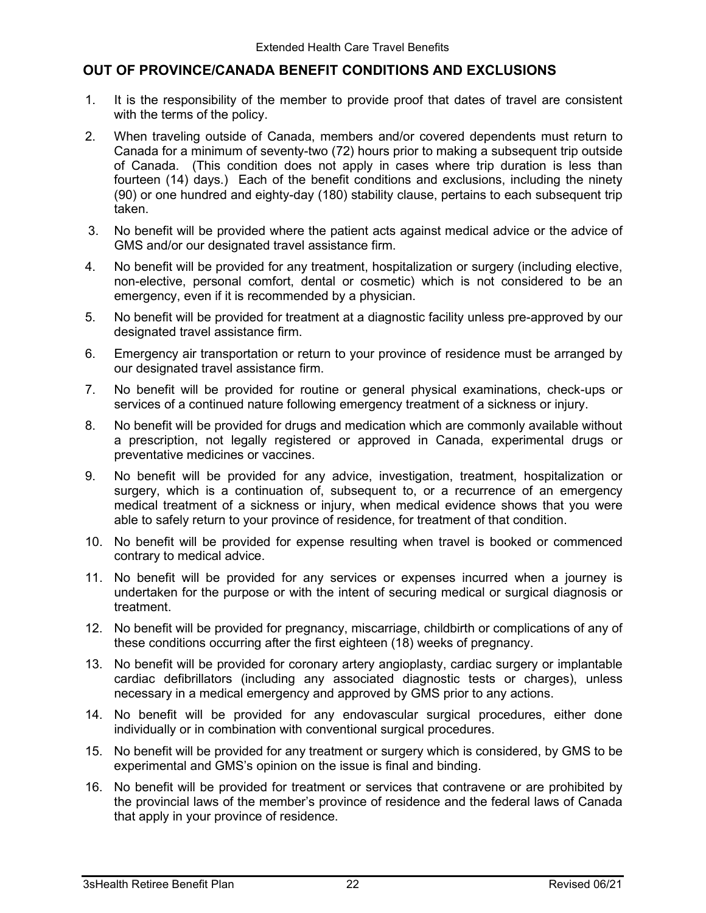## OUT OF PROVINCE/CANADA BENEFIT CONDITIONS AND EXCLUSIONS

1. It is the responsibility of the member to provide proof that dates of travel are consistent with the terms of the policy.
2. When traveling outside of Canada, members and/or covered dependents must return to Canada for a minimum of seventy-two (72) hours prior to making a subsequent trip outside of Canada. (This condition does not apply in cases where trip duration is less than fourteen (14) days.) Each of the benefit conditions and exclusions, including the ninety (90) or one hundred and eighty-day (180) stability clause, pertains to each subsequent trip taken.
3. No benefit will be provided where the patient acts against medical advice or the advice of GMS and/or our designated travel assistance firm.
4. No benefit will be provided for any treatment, hospitalization or surgery (including elective, non-elective, personal comfort, dental or cosmetic) which is not considered to be an emergency, even if it is recommended by a physician.
5. No benefit will be provided for treatment at a diagnostic facility unless pre-approved by our designated travel assistance firm.
6. Emergency air transportation or return to your province of residence must be arranged by our designated travel assistance firm.
7. No benefit will be provided for routine or general physical examinations, check-ups or services of a continued nature following emergency treatment of a sickness or injury.
8. No benefit will be provided for drugs and medication which are commonly available without a prescription, not legally registered or approved in Canada, experimental drugs or preventative medicines or vaccines.
9. No benefit will be provided for any advice, investigation, treatment, hospitalization or surgery, which is a continuation of, subsequent to, or a recurrence of an emergency medical treatment of a sickness or injury, when medical evidence shows that you were able to safely return to your province of residence, for treatment of that condition.
10. No benefit will be provided for expense resulting when travel is booked or commenced contrary to medical advice.
11. No benefit will be provided for any services or expenses incurred when a journey is undertaken for the purpose or with the intent of securing medical or surgical diagnosis or treatment.
12. No benefit will be provided for pregnancy, miscarriage, childbirth or complications of any of these conditions occurring after the first eighteen (18) weeks of pregnancy.
13. No benefit will be provided for coronary artery angioplasty, cardiac surgery or implantable cardiac defibrillators (including any associated diagnostic tests or charges), unless necessary in a medical emergency and approved by GMS prior to any actions.
14. No benefit will be provided for any endovascular surgical procedures, either done individually or in combination with conventional surgical procedures.
15. No benefit will be provided for any treatment or surgery which is considered, by GMS to be experimental and GMS's opinion on the issue is final and binding.
16. No benefit will be provided for treatment or services that contravene or are prohibited by the provincial laws of the member's province of residence and the federal laws of Canada that apply in your province of residence.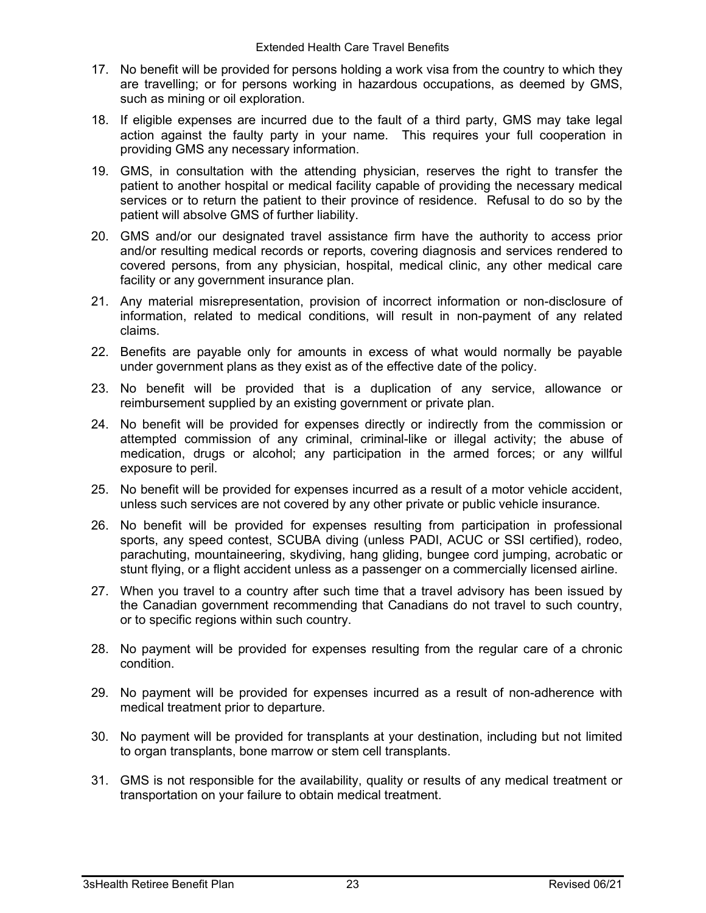17. No benefit will be provided for persons holding a work visa from the country to which they are travelling; or for persons working in hazardous occupations, as deemed by GMS, such as mining or oil exploration.
18. If eligible expenses are incurred due to the fault of a third party, GMS may take legal action against the faulty party in your name. This requires your full cooperation in providing GMS any necessary information.
19. GMS, in consultation with the attending physician, reserves the right to transfer the patient to another hospital or medical facility capable of providing the necessary medical services or to return the patient to their province of residence. Refusal to do so by the patient will absolve GMS of further liability.
20. GMS and/or our designated travel assistance firm have the authority to access prior and/or resulting medical records or reports, covering diagnosis and services rendered to covered persons, from any physician, hospital, medical clinic, any other medical care facility or any government insurance plan.
21. Any material misrepresentation, provision of incorrect information or non-disclosure of information, related to medical conditions, will result in non-payment of any related claims.
22. Benefits are payable only for amounts in excess of what would normally be payable under government plans as they exist as of the effective date of the policy.
23. No benefit will be provided that is a duplication of any service, allowance or reimbursement supplied by an existing government or private plan.
24. No benefit will be provided for expenses directly or indirectly from the commission or attempted commission of any criminal, criminal-like or illegal activity; the abuse of medication, drugs or alcohol; any participation in the armed forces; or any willful exposure to peril.
25. No benefit will be provided for expenses incurred as a result of a motor vehicle accident, unless such services are not covered by any other private or public vehicle insurance.
26. No benefit will be provided for expenses resulting from participation in professional sports, any speed contest, SCUBA diving (unless PADI, ACUC or SSI certified), rodeo, parachuting, mountaineering, skydiving, hang gliding, bungee cord jumping, acrobatic or stunt flying, or a flight accident unless as a passenger on a commercially licensed airline.
27. When you travel to a country after such time that a travel advisory has been issued by the Canadian government recommending that Canadians do not travel to such country, or to specific regions within such country.
28. No payment will be provided for expenses resulting from the regular care of a chronic condition.
29. No payment will be provided for expenses incurred as a result of non-adherence with medical treatment prior to departure.
30. No payment will be provided for transplants at your destination, including but not limited to organ transplants, bone marrow or stem cell transplants.
31. GMS is not responsible for the availability, quality or results of any medical treatment or transportation on your failure to obtain medical treatment.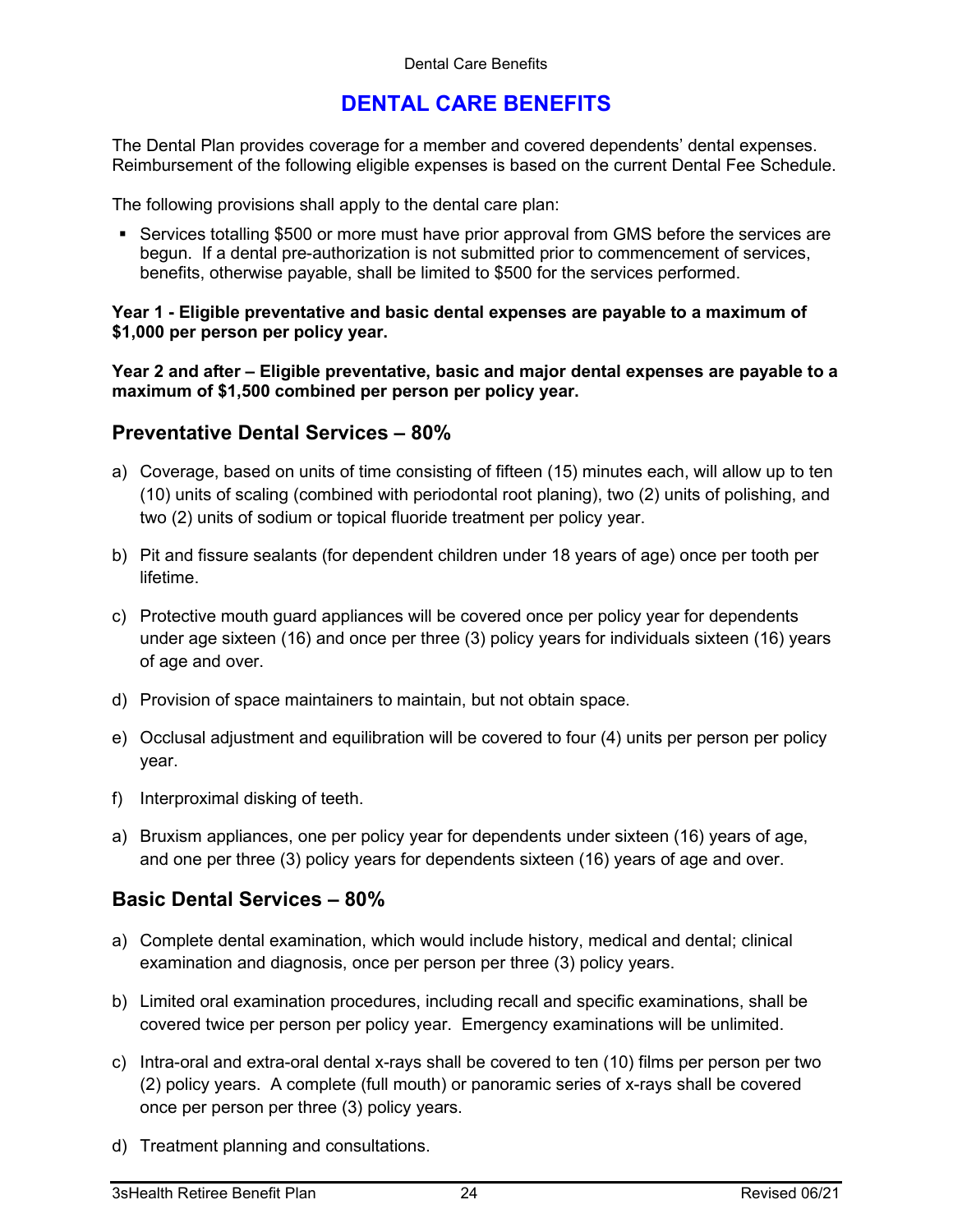// Top running header "Dental Care Benefits" and the footer line (plan name, page 24, revision date) are omitted.
# DENTAL CARE BENEFITS

The Dental Plan provides coverage for a member and covered dependents' dental expenses. Reimbursement of the following eligible expenses is based on the current Dental Fee Schedule.

The following provisions shall apply to the dental care plan:

- Services totalling $500 or more must have prior approval from GMS before the services are begun. If a dental pre-authorization is not submitted prior to commencement of services, benefits, otherwise payable, shall be limited to $500 for the services performed.

**Year 1 - Eligible preventative and basic dental expenses are payable to a maximum of $1,000 per person per policy year.**

**Year 2 and after – Eligible preventative, basic and major dental expenses are payable to a maximum of $1,500 combined per person per policy year.**

## Preventative Dental Services – 80%

a) Coverage, based on units of time consisting of fifteen (15) minutes each, will allow up to ten (10) units of scaling (combined with periodontal root planing), two (2) units of polishing, and two (2) units of sodium or topical fluoride treatment per policy year.

b) Pit and fissure sealants (for dependent children under 18 years of age) once per tooth per lifetime.

c) Protective mouth guard appliances will be covered once per policy year for dependents under age sixteen (16) and once per three (3) policy years for individuals sixteen (16) years of age and over.

d) Provision of space maintainers to maintain, but not obtain space.

e) Occlusal adjustment and equilibration will be covered to four (4) units per person per policy year.

f) Interproximal disking of teeth.

a) Bruxism appliances, one per policy year for dependents under sixteen (16) years of age, and one per three (3) policy years for dependents sixteen (16) years of age and over.

## Basic Dental Services – 80%

a) Complete dental examination, which would include history, medical and dental; clinical examination and diagnosis, once per person per three (3) policy years.

b) Limited oral examination procedures, including recall and specific examinations, shall be covered twice per person per policy year. Emergency examinations will be unlimited.

c) Intra-oral and extra-oral dental x-rays shall be covered to ten (10) films per person per two (2) policy years. A complete (full mouth) or panoramic series of x-rays shall be covered once per person per three (3) policy years.

d) Treatment planning and consultations.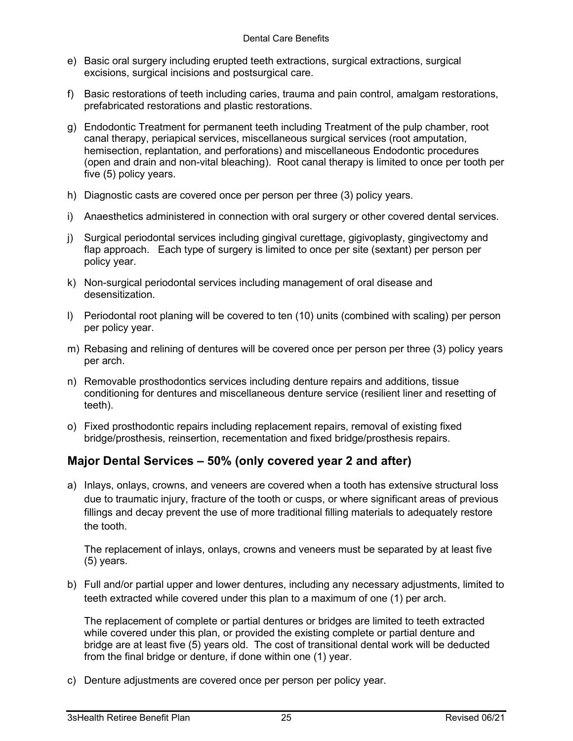e) Basic oral surgery including erupted teeth extractions, surgical extractions, surgical excisions, surgical incisions and postsurgical care.

f) Basic restorations of teeth including caries, trauma and pain control, amalgam restorations, prefabricated restorations and plastic restorations.

g) Endodontic Treatment for permanent teeth including Treatment of the pulp chamber, root canal therapy, periapical services, miscellaneous surgical services (root amputation, hemisection, replantation, and perforations) and miscellaneous Endodontic procedures (open and drain and non-vital bleaching). Root canal therapy is limited to once per tooth per five (5) policy years.

h) Diagnostic casts are covered once per person per three (3) policy years.

i) Anaesthetics administered in connection with oral surgery or other covered dental services.

j) Surgical periodontal services including gingival curettage, gigivoplasty, gingivectomy and flap approach. Each type of surgery is limited to once per site (sextant) per person per policy year.

k) Non-surgical periodontal services including management of oral disease and desensitization.

l) Periodontal root planing will be covered to ten (10) units (combined with scaling) per person per policy year.

m) Rebasing and relining of dentures will be covered once per person per three (3) policy years per arch.

n) Removable prosthodontics services including denture repairs and additions, tissue conditioning for dentures and miscellaneous denture service (resilient liner and resetting of teeth).

o) Fixed prosthodontic repairs including replacement repairs, removal of existing fixed bridge/prosthesis, reinsertion, recementation and fixed bridge/prosthesis repairs.

## Major Dental Services – 50% (only covered year 2 and after)

a) Inlays, onlays, crowns, and veneers are covered when a tooth has extensive structural loss due to traumatic injury, fracture of the tooth or cusps, or where significant areas of previous fillings and decay prevent the use of more traditional filling materials to adequately restore the tooth.

   The replacement of inlays, onlays, crowns and veneers must be separated by at least five (5) years.

b) Full and/or partial upper and lower dentures, including any necessary adjustments, limited to teeth extracted while covered under this plan to a maximum of one (1) per arch.

   The replacement of complete or partial dentures or bridges are limited to teeth extracted while covered under this plan, or provided the existing complete or partial denture and bridge are at least five (5) years old. The cost of transitional dental work will be deducted from the final bridge or denture, if done within one (1) year.

c) Denture adjustments are covered once per person per policy year.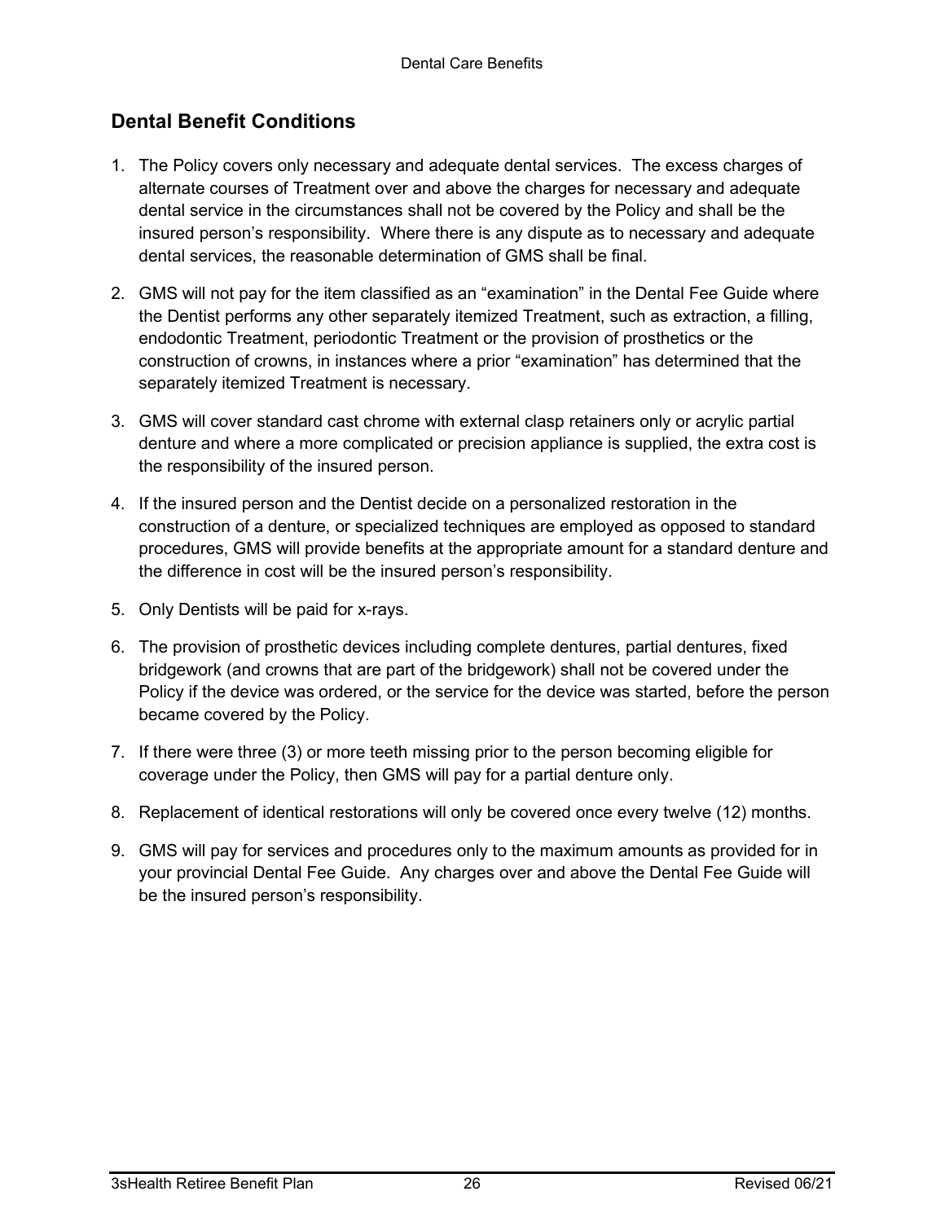## Dental Benefit Conditions

1. The Policy covers only necessary and adequate dental services. The excess charges of alternate courses of Treatment over and above the charges for necessary and adequate dental service in the circumstances shall not be covered by the Policy and shall be the insured person's responsibility. Where there is any dispute as to necessary and adequate dental services, the reasonable determination of GMS shall be final.
2. GMS will not pay for the item classified as an "examination" in the Dental Fee Guide where the Dentist performs any other separately itemized Treatment, such as extraction, a filling, endodontic Treatment, periodontic Treatment or the provision of prosthetics or the construction of crowns, in instances where a prior "examination" has determined that the separately itemized Treatment is necessary.
3. GMS will cover standard cast chrome with external clasp retainers only or acrylic partial denture and where a more complicated or precision appliance is supplied, the extra cost is the responsibility of the insured person.
4. If the insured person and the Dentist decide on a personalized restoration in the construction of a denture, or specialized techniques are employed as opposed to standard procedures, GMS will provide benefits at the appropriate amount for a standard denture and the difference in cost will be the insured person's responsibility.
5. Only Dentists will be paid for x-rays.
6. The provision of prosthetic devices including complete dentures, partial dentures, fixed bridgework (and crowns that are part of the bridgework) shall not be covered under the Policy if the device was ordered, or the service for the device was started, before the person became covered by the Policy.
7. If there were three (3) or more teeth missing prior to the person becoming eligible for coverage under the Policy, then GMS will pay for a partial denture only.
8. Replacement of identical restorations will only be covered once every twelve (12) months.
9. GMS will pay for services and procedures only to the maximum amounts as provided for in your provincial Dental Fee Guide. Any charges over and above the Dental Fee Guide will be the insured person's responsibility.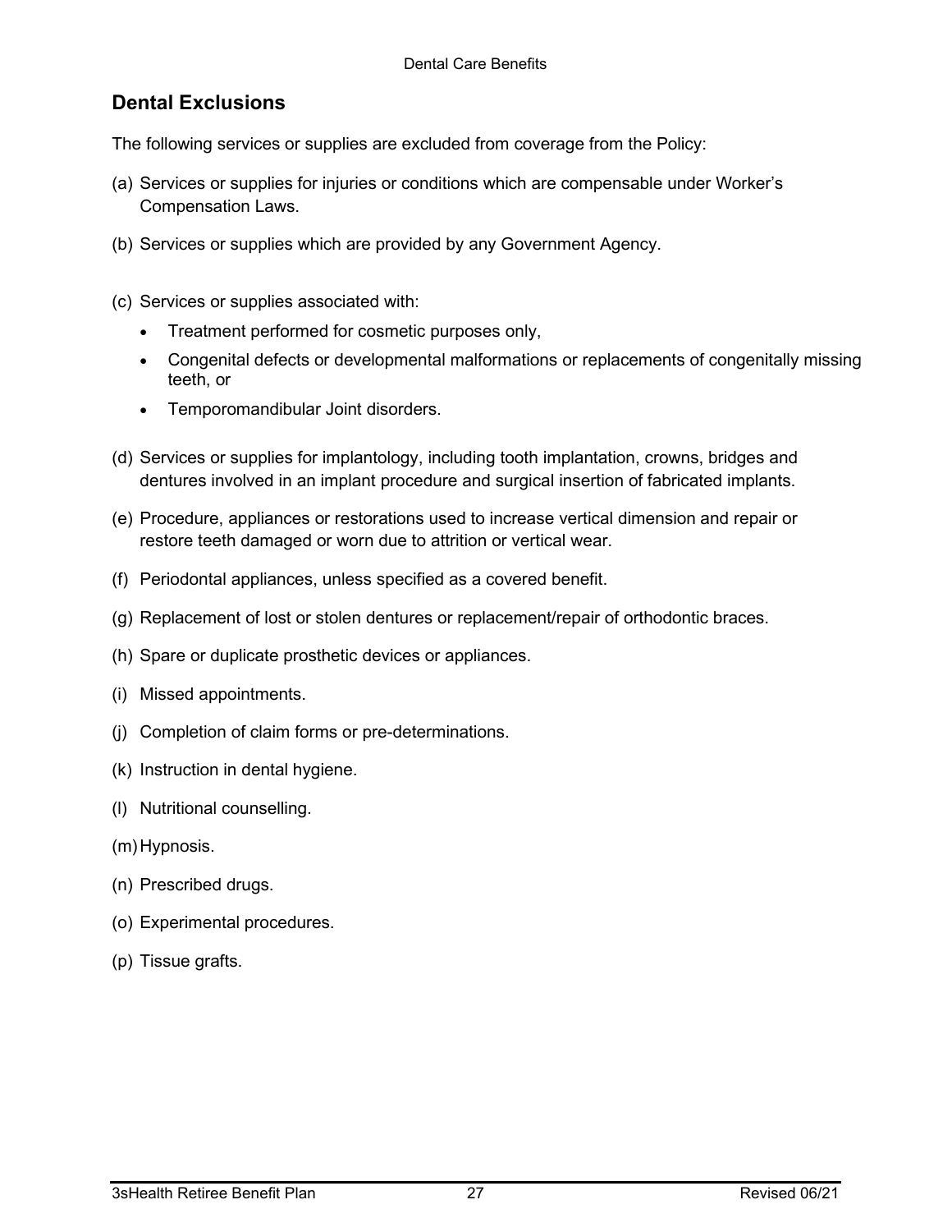## Dental Exclusions

The following services or supplies are excluded from coverage from the Policy:

(a) Services or supplies for injuries or conditions which are compensable under Worker's Compensation Laws.

(b) Services or supplies which are provided by any Government Agency.

(c) Services or supplies associated with:

- Treatment performed for cosmetic purposes only,
- Congenital defects or developmental malformations or replacements of congenitally missing teeth, or
- Temporomandibular Joint disorders.

(d) Services or supplies for implantology, including tooth implantation, crowns, bridges and dentures involved in an implant procedure and surgical insertion of fabricated implants.

(e) Procedure, appliances or restorations used to increase vertical dimension and repair or restore teeth damaged or worn due to attrition or vertical wear.

(f) Periodontal appliances, unless specified as a covered benefit.

(g) Replacement of lost or stolen dentures or replacement/repair of orthodontic braces.

(h) Spare or duplicate prosthetic devices or appliances.

(i) Missed appointments.

(j) Completion of claim forms or pre-determinations.

(k) Instruction in dental hygiene.

(l) Nutritional counselling.

(m) Hypnosis.

(n) Prescribed drugs.

(o) Experimental procedures.

(p) Tissue grafts.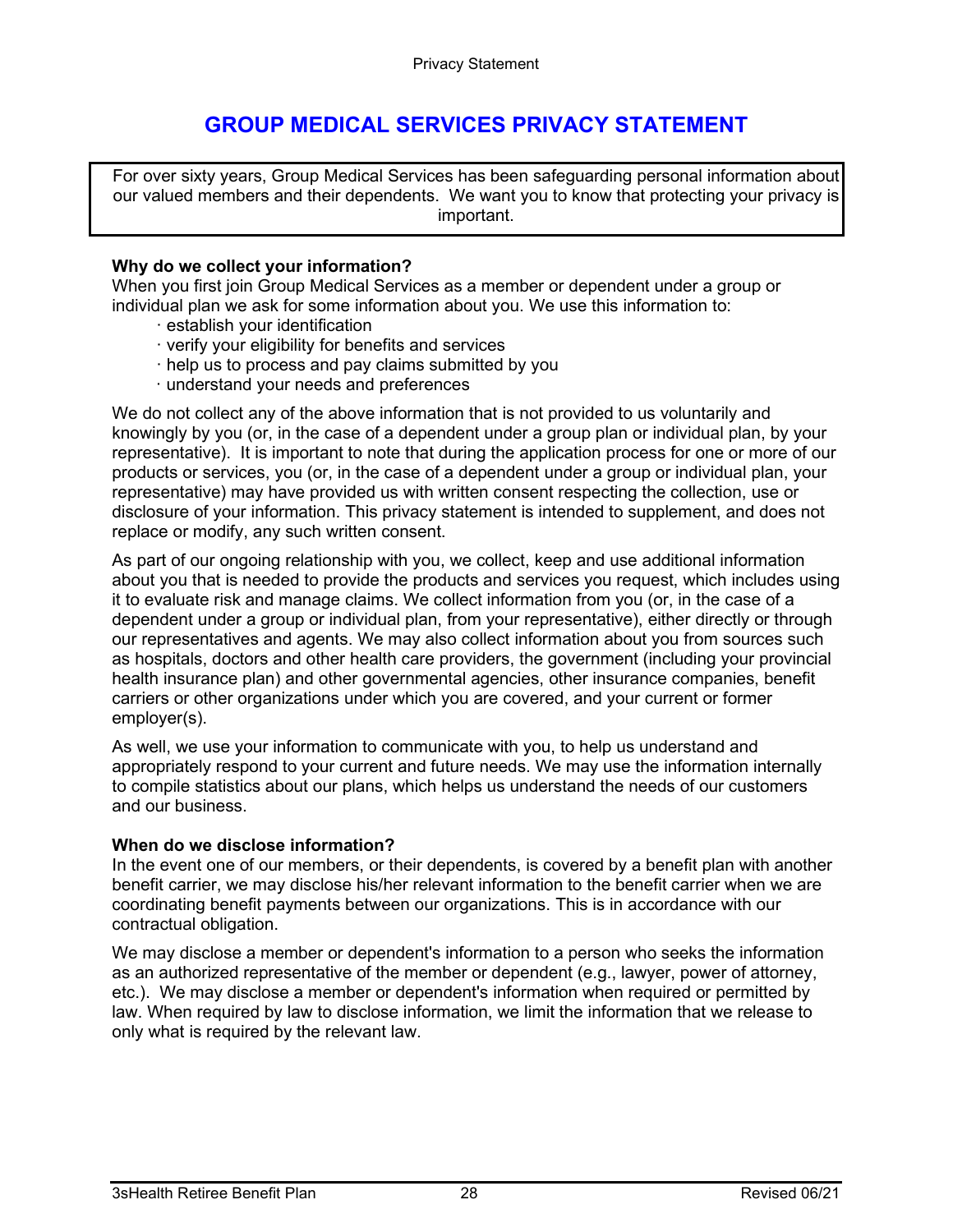# GROUP MEDICAL SERVICES PRIVACY STATEMENT

For over sixty years, Group Medical Services has been safeguarding personal information about our valued members and their dependents. We want you to know that protecting your privacy is important.

**Why do we collect your information?**

When you first join Group Medical Services as a member or dependent under a group or individual plan we ask for some information about you. We use this information to:

- establish your identification
- verify your eligibility for benefits and services
- help us to process and pay claims submitted by you
- understand your needs and preferences

We do not collect any of the above information that is not provided to us voluntarily and knowingly by you (or, in the case of a dependent under a group plan or individual plan, by your representative). It is important to note that during the application process for one or more of our products or services, you (or, in the case of a dependent under a group or individual plan, your representative) may have provided us with written consent respecting the collection, use or disclosure of your information. This privacy statement is intended to supplement, and does not replace or modify, any such written consent.

As part of our ongoing relationship with you, we collect, keep and use additional information about you that is needed to provide the products and services you request, which includes using it to evaluate risk and manage claims. We collect information from you (or, in the case of a dependent under a group or individual plan, from your representative), either directly or through our representatives and agents. We may also collect information about you from sources such as hospitals, doctors and other health care providers, the government (including your provincial health insurance plan) and other governmental agencies, other insurance companies, benefit carriers or other organizations under which you are covered, and your current or former employer(s).

As well, we use your information to communicate with you, to help us understand and appropriately respond to your current and future needs. We may use the information internally to compile statistics about our plans, which helps us understand the needs of our customers and our business.

**When do we disclose information?**

In the event one of our members, or their dependents, is covered by a benefit plan with another benefit carrier, we may disclose his/her relevant information to the benefit carrier when we are coordinating benefit payments between our organizations. This is in accordance with our contractual obligation.

We may disclose a member or dependent's information to a person who seeks the information as an authorized representative of the member or dependent (e.g., lawyer, power of attorney, etc.). We may disclose a member or dependent's information when required or permitted by law. When required by law to disclose information, we limit the information that we release to only what is required by the relevant law.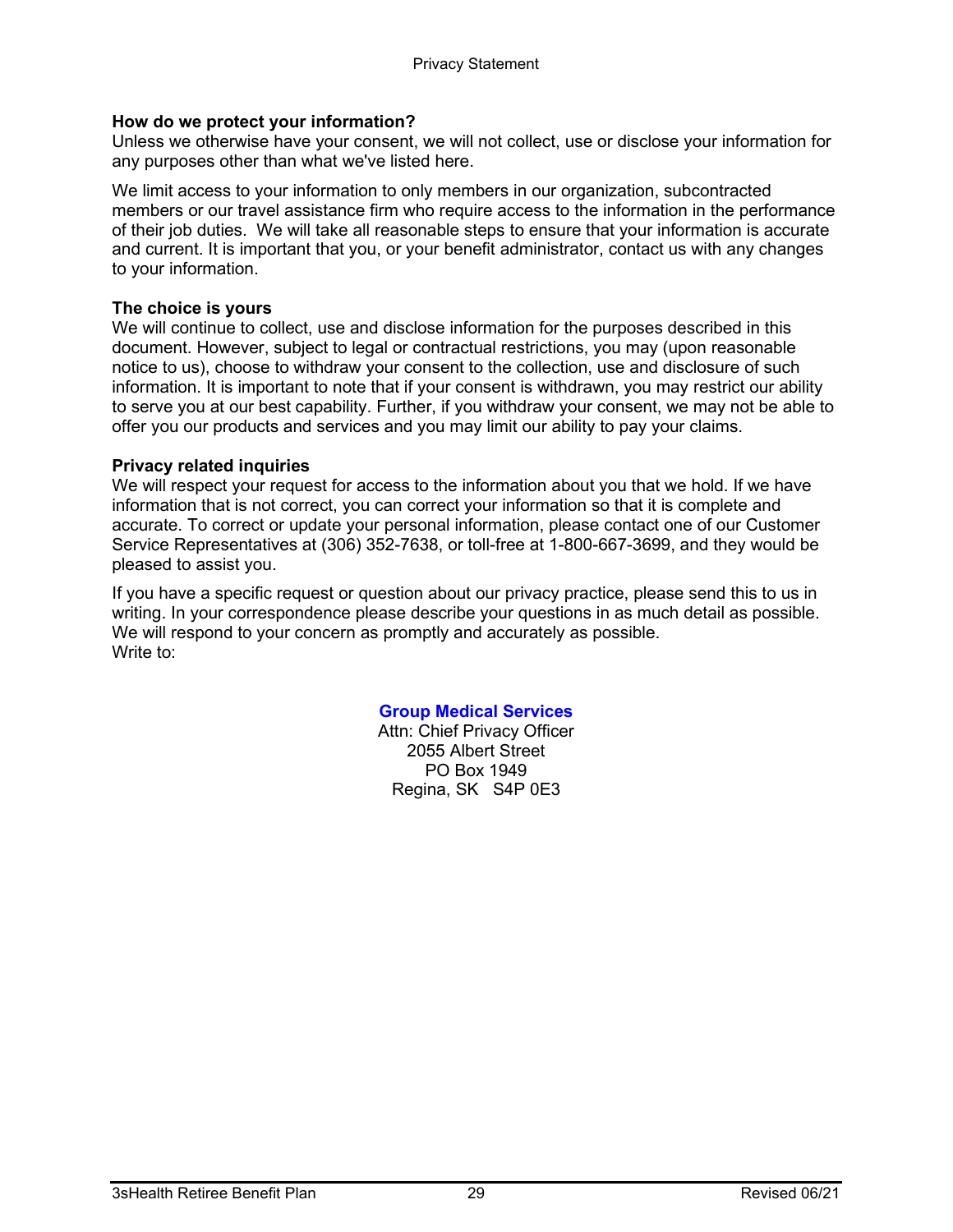**How do we protect your information?**

Unless we otherwise have your consent, we will not collect, use or disclose your information for any purposes other than what we've listed here.

We limit access to your information to only members in our organization, subcontracted members or our travel assistance firm who require access to the information in the performance of their job duties. We will take all reasonable steps to ensure that your information is accurate and current. It is important that you, or your benefit administrator, contact us with any changes to your information.

**The choice is yours**

We will continue to collect, use and disclose information for the purposes described in this document. However, subject to legal or contractual restrictions, you may (upon reasonable notice to us), choose to withdraw your consent to the collection, use and disclosure of such information. It is important to note that if your consent is withdrawn, you may restrict our ability to serve you at our best capability. Further, if you withdraw your consent, we may not be able to offer you our products and services and you may limit our ability to pay your claims.

**Privacy related inquiries**

We will respect your request for access to the information about you that we hold. If we have information that is not correct, you can correct your information so that it is complete and accurate. To correct or update your personal information, please contact one of our Customer Service Representatives at (306) 352-7638, or toll-free at 1-800-667-3699, and they would be pleased to assist you.

If you have a specific request or question about our privacy practice, please send this to us in writing. In your correspondence please describe your questions in as much detail as possible. We will respond to your concern as promptly and accurately as possible.
Write to:

**Group Medical Services**
Attn: Chief Privacy Officer
2055 Albert Street
PO Box 1949
Regina, SK S4P 0E3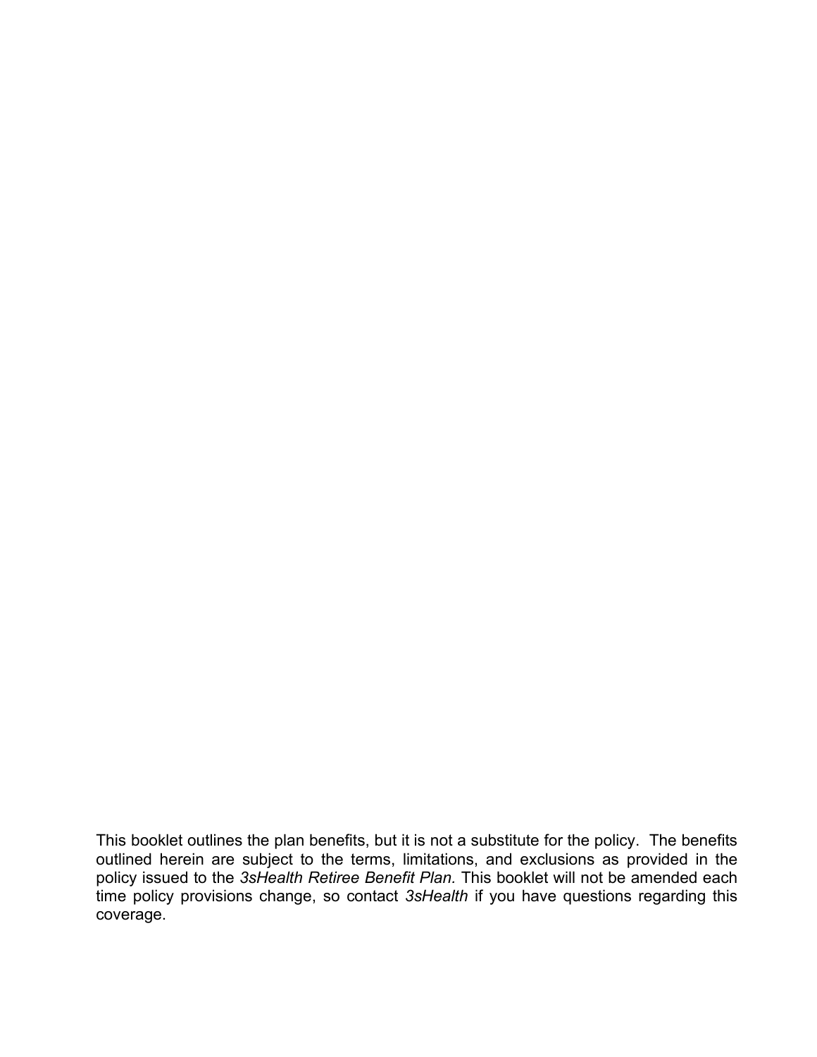This booklet outlines the plan benefits, but it is not a substitute for the policy. The benefits outlined herein are subject to the terms, limitations, and exclusions as provided in the policy issued to the *3sHealth Retiree Benefit Plan.* This booklet will not be amended each time policy provisions change, so contact *3sHealth* if you have questions regarding this coverage.